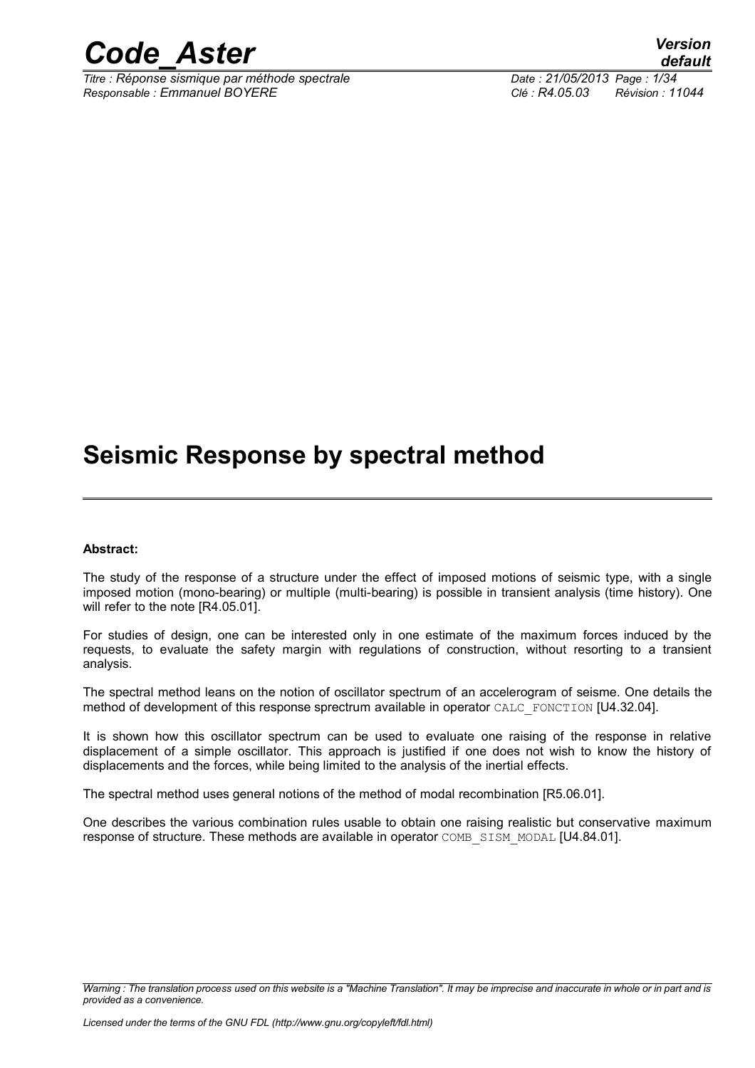# Seismic Response by spectral method

**Abstract:**

The study of the response of a structure under the effect of imposed motions of seismic type, with a single imposed motion (mono-bearing) or multiple (multi-bearing) is possible in transient analysis (time history). One will refer to the note [R4.05.01].

For studies of design, one can be interested only in one estimate of the maximum forces induced by the requests, to evaluate the safety margin with regulations of construction, without resorting to a transient analysis.

The spectral method leans on the notion of oscillator spectrum of an accelerogram of seisme. One details the method of development of this response sprectrum available in operator CALC_FONCTION [U4.32.04].

It is shown how this oscillator spectrum can be used to evaluate one raising of the response in relative displacement of a simple oscillator. This approach is justified if one does not wish to know the history of displacements and the forces, while being limited to the analysis of the inertial effects.

The spectral method uses general notions of the method of modal recombination [R5.06.01].

One describes the various combination rules usable to obtain one raising realistic but conservative maximum response of structure. These methods are available in operator COMB_SISM_MODAL [U4.84.01].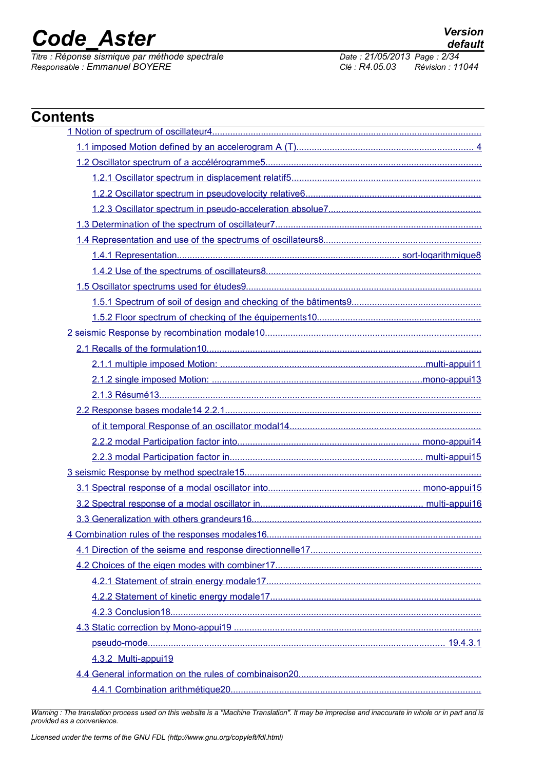# Contents

1 Notion of spectrum of oscillateur4

- 1.1 imposed Motion defined by an accelerogram A (T) 4
- 1.2 Oscillator spectrum of a accélérogramme5
  - 1.2.1 Oscillator spectrum in displacement relatif5
  - 1.2.2 Oscillator spectrum in pseudovelocity relative6
  - 1.2.3 Oscillator spectrum in pseudo-acceleration absolue7
- 1.3 Determination of the spectrum of oscillateur7
- 1.4 Representation and use of the spectrums of oscillateurs8
  - 1.4.1 Representation sort-logarithmique8
  - 1.4.2 Use of the spectrums of oscillateurs8
- 1.5 Oscillator spectrums used for études9
  - 1.5.1 Spectrum of soil of design and checking of the bâtiments9
  - 1.5.2 Floor spectrum of checking of the équipements10

2 seismic Response by recombination modale10

- 2.1 Recalls of the formulation10
  - 2.1.1 multiple imposed Motion: multi-appui11
  - 2.1.2 single imposed Motion: mono-appui13
  - 2.1.3 Résumé13
- 2.2 Response bases modale14 2.2.1
  - of it temporal Response of an oscillator modal14
  - 2.2.2 modal Participation factor into mono-appui14
  - 2.2.3 modal Participation factor in multi-appui15

3 seismic Response by method spectrale15

- 3.1 Spectral response of a modal oscillator into mono-appui15
- 3.2 Spectral response of a modal oscillator in multi-appui16
- 3.3 Generalization with others grandeurs16

4 Combination rules of the responses modales16

- 4.1 Direction of the seisme and response directionnelle17
- 4.2 Choices of the eigen modes with combiner17
  - 4.2.1 Statement of strain energy modale17
  - 4.2.2 Statement of kinetic energy modale17
  - 4.2.3 Conclusion18
- 4.3 Static correction by Mono-appui19
  - pseudo-mode 19.4.3.1
  - 4.3.2 Multi-appui19
- 4.4 General information on the rules of combinaison20
  - 4.4.1 Combination arithmétique20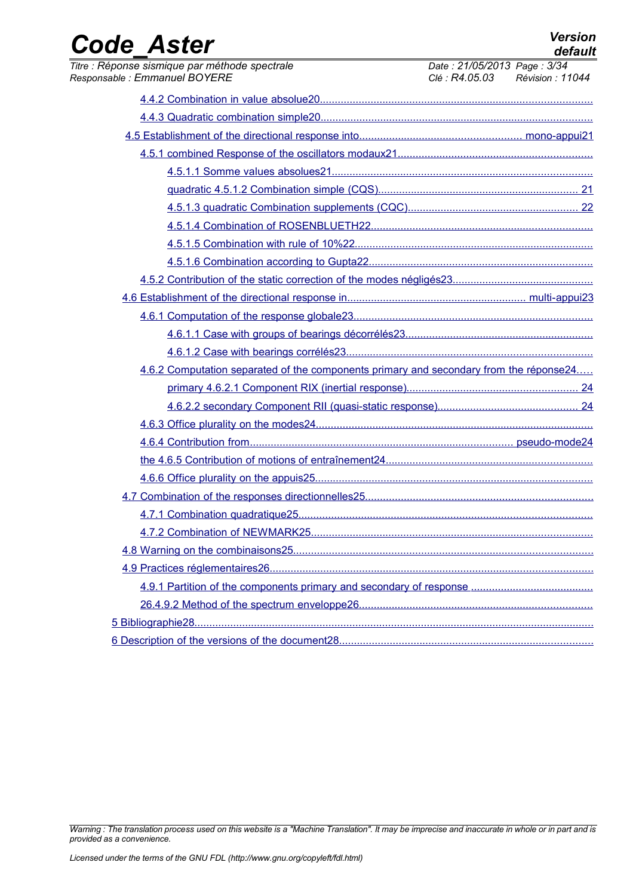4.4.2 Combination in value absolue20

4.4.3 Quadratic combination simple20

4.5 Establishment of the directional response into mono-appui21

4.5.1 combined Response of the oscillators modaux21

4.5.1.1 Somme values absolues21

quadratic 4.5.1.2 Combination simple (CQS) 21

4.5.1.3 quadratic Combination supplements (CQC) 22

4.5.1.4 Combination of ROSENBLUETH22

4.5.1.5 Combination with rule of 10%22

4.5.1.6 Combination according to Gupta22

4.5.2 Contribution of the static correction of the modes négligés23

4.6 Establishment of the directional response in multi-appui23

4.6.1 Computation of the response globale23

4.6.1.1 Case with groups of bearings décorrélés23

4.6.1.2 Case with bearings corrélés23

4.6.2 Computation separated of the components primary and secondary from the réponse24

primary 4.6.2.1 Component RIX (inertial response) 24

4.6.2.2 secondary Component RII (quasi-static response) 24

4.6.3 Office plurality on the modes24

4.6.4 Contribution from pseudo-mode24

the 4.6.5 Contribution of motions of entraînement24

4.6.6 Office plurality on the appuis25

4.7 Combination of the responses directionnelles25

4.7.1 Combination quadratique25

4.7.2 Combination of NEWMARK25

4.8 Warning on the combinaisons25

4.9 Practices réglementaires26

4.9.1 Partition of the components primary and secondary of response

26.4.9.2 Method of the spectrum enveloppe26

5 Bibliographie28

6 Description of the versions of the document28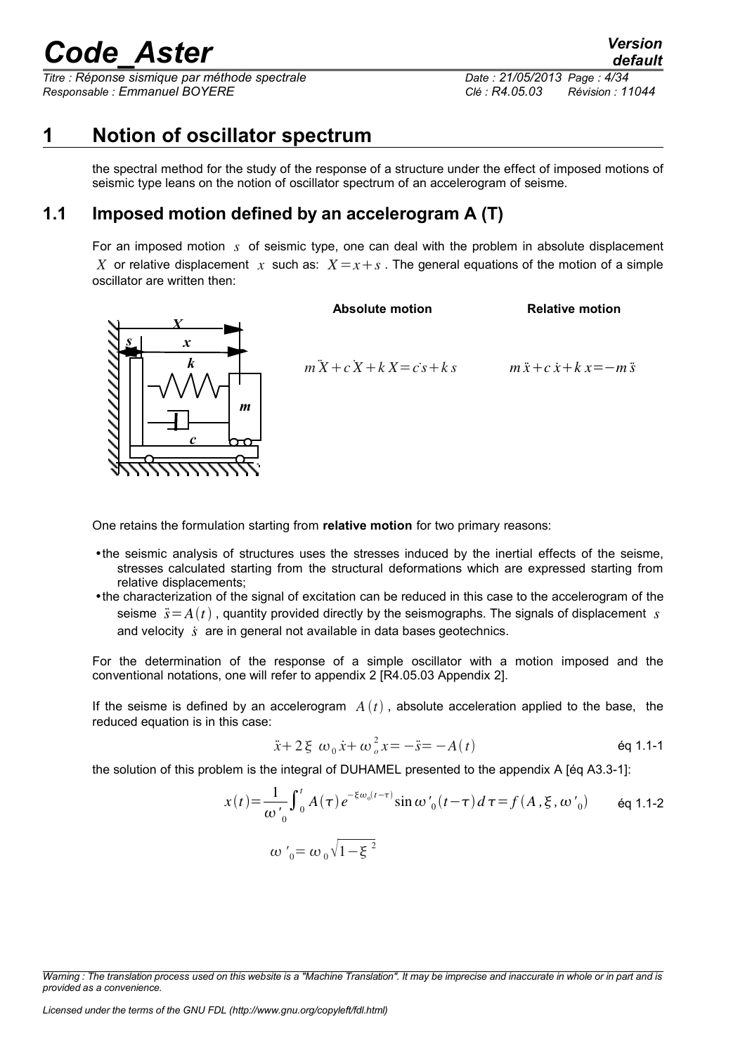# 1 Notion of oscillator spectrum

the spectral method for the study of the response of a structure under the effect of imposed motions of seismic type leans on the notion of oscillator spectrum of an accelerogram of seisme.

## 1.1 Imposed motion defined by an accelerogram A (T)

For an imposed motion $s$ of seismic type, one can deal with the problem in absolute displacement $X$ or relative displacement $x$ such as: $X = x + s$. The general equations of the motion of a simple oscillator are written then:

| Absolute motion | Relative motion |
|---|---|
| $m\ddot{X} + c\dot{X} + kX = c\dot{s} + ks$ | $m\ddot{x} + c\dot{x} + kx = -m\ddot{s}$ |

One retains the formulation starting from **relative motion** for two primary reasons:

- the seismic analysis of structures uses the stresses induced by the inertial effects of the seisme, stresses calculated starting from the structural deformations which are expressed starting from relative displacements;
- the characterization of the signal of excitation can be reduced in this case to the accelerogram of the seisme $\ddot{s} = A(t)$, quantity provided directly by the seismographs. The signals of displacement $s$ and velocity $\dot{s}$ are in general not available in data bases geotechnics.

For the determination of the response of a simple oscillator with a motion imposed and the conventional notations, one will refer to appendix 2 [R4.05.03 Appendix 2].

If the seisme is defined by an accelerogram $A(t)$, absolute acceleration applied to the base, the reduced equation is in this case:

$$\ddot{x} + 2\xi\ \omega_0 \dot{x} + \omega_o^2 x = -\ddot{s} = -A(t) \qquad \text{éq 1.1-1}$$

the solution of this problem is the integral of DUHAMEL presented to the appendix A [éq A3.3-1]:

$$x(t) = \frac{1}{\omega'_0} \int_0^t A(\tau) e^{-\xi\omega_0(t-\tau)} \sin\omega'_0(t-\tau)\, d\tau = f(A, \xi, \omega'_0) \qquad \text{éq 1.1-2}$$

$$\omega'_0 = \omega_0 \sqrt{1-\xi^2}$$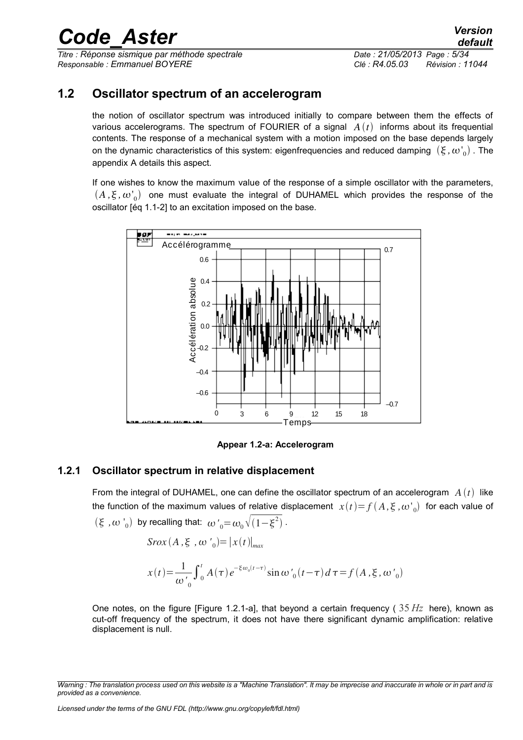## 1.2 Oscillator spectrum of an accelerogram

the notion of oscillator spectrum was introduced initially to compare between them the effects of various accelerograms. The spectrum of FOURIER of a signal $A(t)$ informs about its frequential contents. The response of a mechanical system with a motion imposed on the base depends largely on the dynamic characteristics of this system: eigenfrequencies and reduced damping $(\xi, \omega'_0)$. The appendix A details this aspect.

If one wishes to know the maximum value of the response of a simple oscillator with the parameters, $(A, \xi, \omega'_0)$ one must evaluate the integral of DUHAMEL which provides the response of the oscillator [éq 1.1-2] to an excitation imposed on the base.

**Appear 1.2-a: Accelerogram**

### 1.2.1 Oscillator spectrum in relative displacement

From the integral of DUHAMEL, one can define the oscillator spectrum of an accelerogram $A(t)$ like the function of the maximum values of relative displacement $x(t)=f(A, \xi, \omega'_0)$ for each value of $(\xi, \omega'_0)$ by recalling that: $\omega'_0=\omega_0\sqrt{(1-\xi^2)}$.

$$Srox(A, \xi, \omega'_0)=|x(t)|_{max}$$

$$x(t)=\frac{1}{\omega'_0}\int_0^t A(\tau)e^{-\xi\omega_0(t-\tau)}\sin\omega'_0(t-\tau)d\tau=f(A, \xi, \omega'_0)$$

One notes, on the figure [Figure 1.2.1-a], that beyond a certain frequency ( $35\,Hz$ here), known as cut-off frequency of the spectrum, it does not have there significant dynamic amplification: relative displacement is null.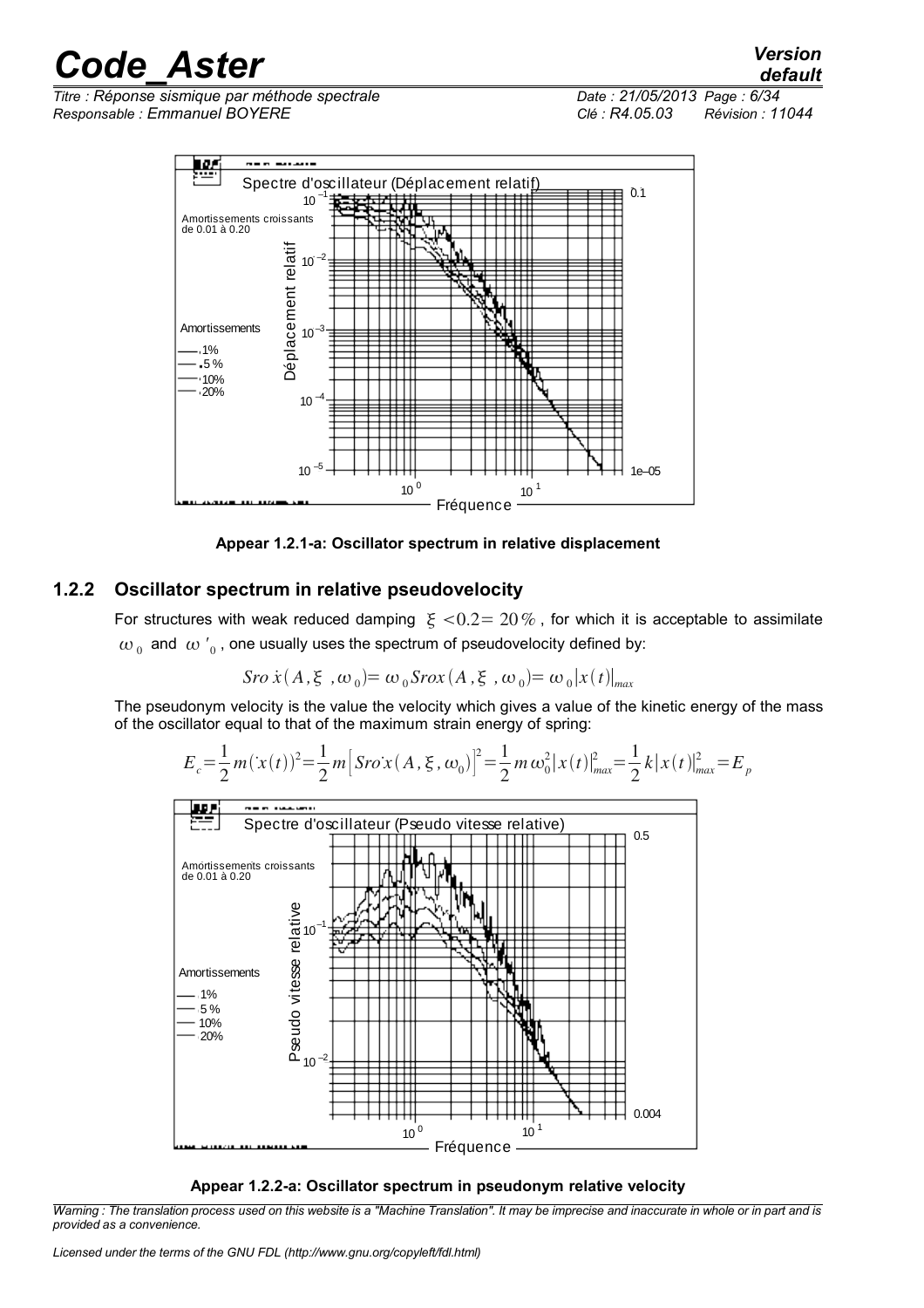Appear 1.2.1-a: Oscillator spectrum in relative displacement

### 1.2.2 Oscillator spectrum in relative pseudovelocity

For structures with weak reduced damping $\xi < 0.2 = 20\%$, for which it is acceptable to assimilate $\omega_0$ and $\omega'_0$, one usually uses the spectrum of pseudovelocity defined by:

$$Sro\,\dot{x}(A, \xi, \omega_0) = \omega_0 Srox(A, \xi, \omega_0) = \omega_0 |x(t)|_{max}$$

The pseudonym velocity is the value the velocity which gives a value of the kinetic energy of the mass of the oscillator equal to that of the maximum strain energy of spring:

$$E_c = \frac{1}{2} m (\dot{x}(t))^2 = \frac{1}{2} m \left[ Sro\dot{x}(A, \xi, \omega_0) \right]^2 = \frac{1}{2} m \omega_0^2 |x(t)|_{max}^2 = \frac{1}{2} k |x(t)|_{max}^2 = E_p$$

Appear 1.2.2-a: Oscillator spectrum in pseudonym relative velocity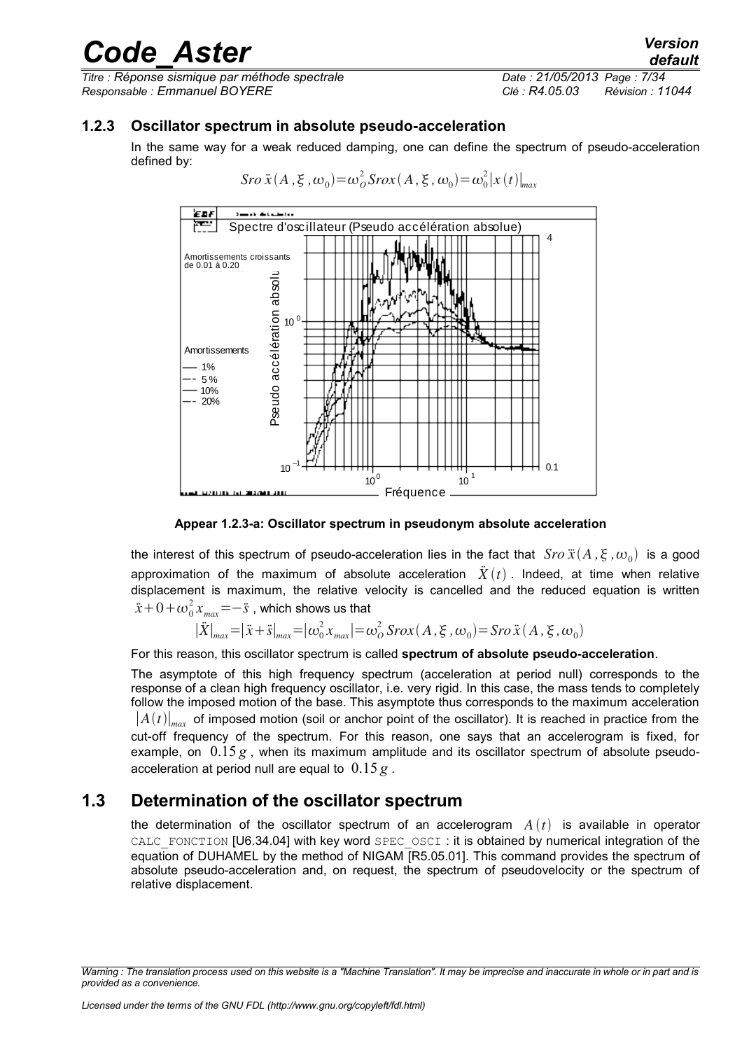### 1.2.3 Oscillator spectrum in absolute pseudo-acceleration

In the same way for a weak reduced damping, one can define the spectrum of pseudo-acceleration defined by:

$$Sro\,\ddot{x}(A,\xi,\omega_0)=\omega_O^2\,Srox(A,\xi,\omega_0)=\omega_0^2|x(t)|_{max}$$

**Appear 1.2.3-a: Oscillator spectrum in pseudonym absolute acceleration**

the interest of this spectrum of pseudo-acceleration lies in the fact that $Sro\,\ddot{x}(A,\xi,\omega_0)$ is a good approximation of the maximum of absolute acceleration $\ddot{X}(t)$. Indeed, at time when relative displacement is maximum, the relative velocity is cancelled and the reduced equation is written $\ddot{x}+0+\omega_0^2 x_{max}=-\ddot{s}$, which shows us that

$$|\ddot{X}|_{max}=|\ddot{x}+\ddot{s}|_{max}=|\omega_0^2 x_{max}|=\omega_O^2\,Srox(A,\xi,\omega_0)=Sro\,\ddot{x}(A,\xi,\omega_0)$$

For this reason, this oscillator spectrum is called **spectrum of absolute pseudo-acceleration**.

The asymptote of this high frequency spectrum (acceleration at period null) corresponds to the response of a clean high frequency oscillator, i.e. very rigid. In this case, the mass tends to completely follow the imposed motion of the base. This asymptote thus corresponds to the maximum acceleration $|A(t)|_{max}$ of imposed motion (soil or anchor point of the oscillator). It is reached in practice from the cut-off frequency of the spectrum. For this reason, one says that an accelerogram is fixed, for example, on $0.15\,g$, when its maximum amplitude and its oscillator spectrum of absolute pseudo-acceleration at period null are equal to $0.15\,g$.

## 1.3 Determination of the oscillator spectrum

the determination of the oscillator spectrum of an accelerogram $A(t)$ is available in operator CALC_FONCTION [U6.34.04] with key word SPEC_OSCI : it is obtained by numerical integration of the equation of DUHAMEL by the method of NIGAM [R5.05.01]. This command provides the spectrum of absolute pseudo-acceleration and, on request, the spectrum of pseudovelocity or the spectrum of relative displacement.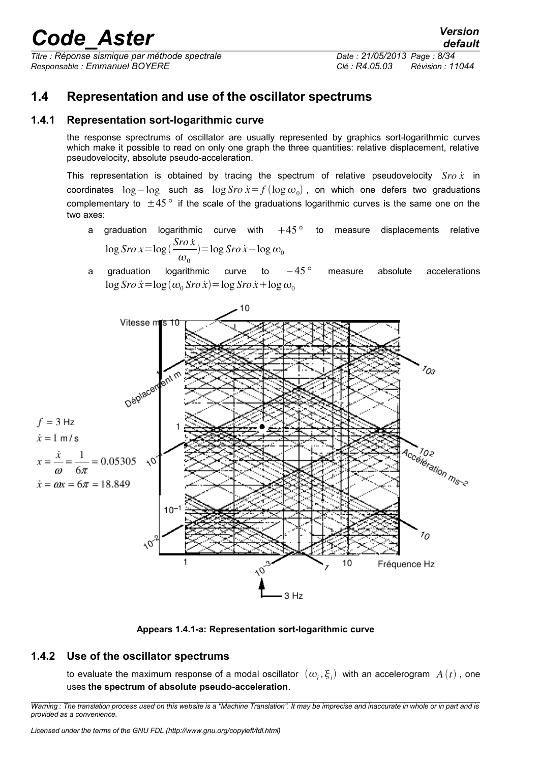## 1.4 Representation and use of the oscillator spectrums

### 1.4.1 Representation sort-logarithmic curve

the response sprectrums of oscillator are usually represented by graphics sort-logarithmic curves which make it possible to read on only one graph the three quantities: relative displacement, relative pseudovelocity, absolute pseudo-acceleration.

This representation is obtained by tracing the spectrum of relative pseudovelocity $Sro\,\dot{x}$ in coordinates $\log-\log$ such as $\log Sro\,\dot{x}=f(\log\omega_0)$, on which one defers two graduations complementary to $\pm 45°$ if the scale of the graduations logarithmic curves is the same one on the two axes:

- a graduation logarithmic curve with $+45°$ to measure displacements relative $\log Sro\,x=\log(\frac{Sro\,\dot{x}}{\omega_0})=\log Sro\,\dot{x}-\log\omega_0$
- a graduation logarithmic curve to $-45°$ measure absolute accelerations $\log Sro\,\ddot{x}=\log(\omega_0\,Sro\,\dot{x})=\log Sro\,\dot{x}+\log\omega_0$

$f=3$ Hz

$\dot{x}=1$ m/s

$x=\frac{\dot{x}}{\omega}=\frac{1}{6\pi}=0.05305$

$\dot{x}=\omega x=6\pi=18.849$

**Appears 1.4.1-a: Representation sort-logarithmic curve**

### 1.4.2 Use of the oscillator spectrums

to evaluate the maximum response of a modal oscillator $(\omega_i,\xi_i)$ with an accelerogram $A(t)$, one uses **the spectrum of absolute pseudo-acceleration**.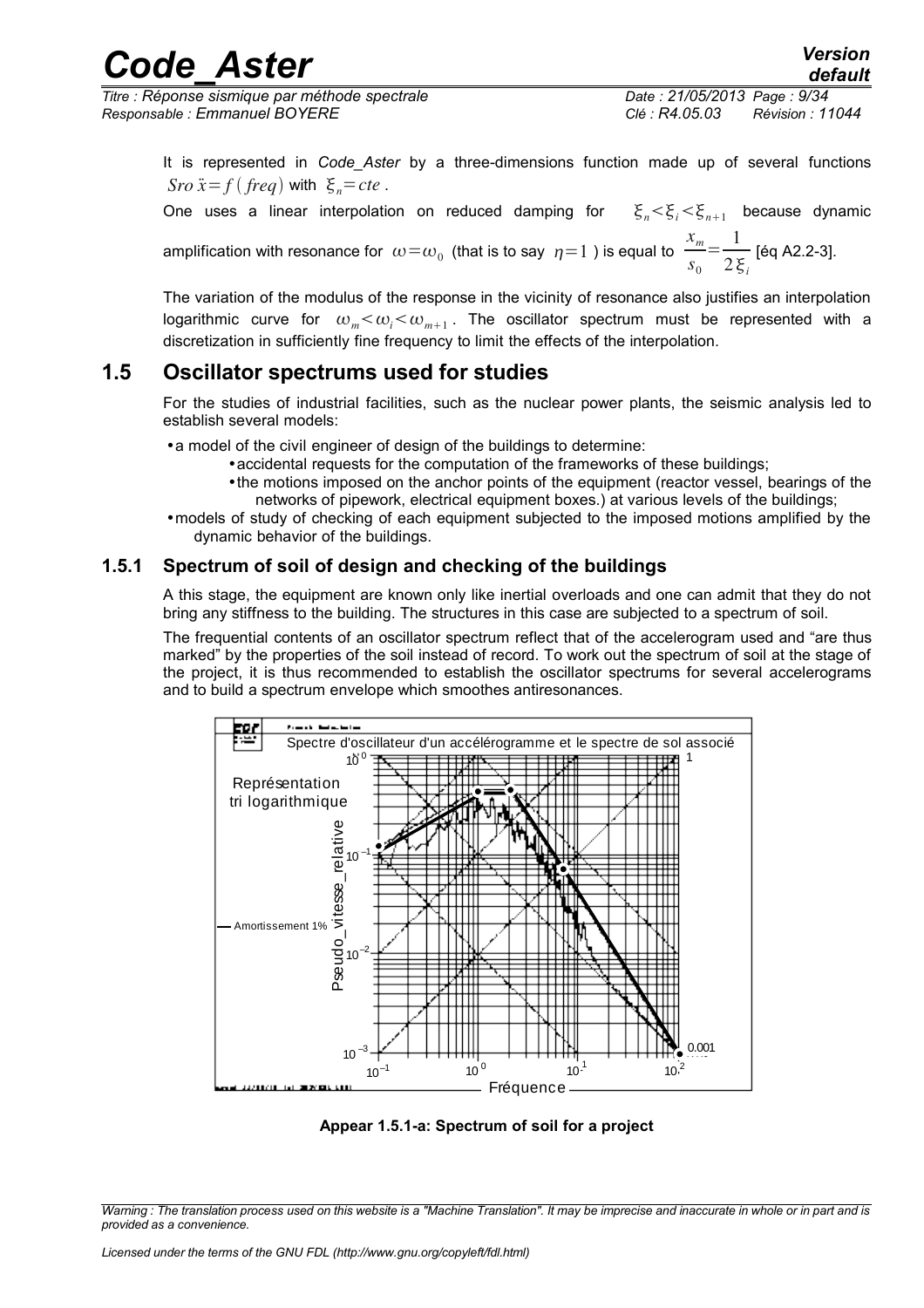It is represented in *Code_Aster* by a three-dimensions function made up of several functions $Sro\,\ddot{x}=f(freq)$ with $\xi_n=cte$.

One uses a linear interpolation on reduced damping for $\xi_n<\xi_i<\xi_{n+1}$ because dynamic amplification with resonance for $\omega=\omega_0$ (that is to say $\eta=1$) is equal to $\frac{x_m}{s_0}=\frac{1}{2\xi_i}$ [éq A2.2-3].

The variation of the modulus of the response in the vicinity of resonance also justifies an interpolation logarithmic curve for $\omega_m<\omega_i<\omega_{m+1}$. The oscillator spectrum must be represented with a discretization in sufficiently fine frequency to limit the effects of the interpolation.

## 1.5 Oscillator spectrums used for studies

For the studies of industrial facilities, such as the nuclear power plants, the seismic analysis led to establish several models:

- a model of the civil engineer of design of the buildings to determine:
  - accidental requests for the computation of the frameworks of these buildings;
  - the motions imposed on the anchor points of the equipment (reactor vessel, bearings of the networks of pipework, electrical equipment boxes.) at various levels of the buildings;
- models of study of checking of each equipment subjected to the imposed motions amplified by the dynamic behavior of the buildings.

### 1.5.1 Spectrum of soil of design and checking of the buildings

A this stage, the equipment are known only like inertial overloads and one can admit that they do not bring any stiffness to the building. The structures in this case are subjected to a spectrum of soil.

The frequential contents of an oscillator spectrum reflect that of the accelerogram used and "are thus marked" by the properties of the soil instead of record. To work out the spectrum of soil at the stage of the project, it is thus recommended to establish the oscillator spectrums for several accelerograms and to build a spectrum envelope which smoothes antiresonances.

**Appear 1.5.1-a: Spectrum of soil for a project**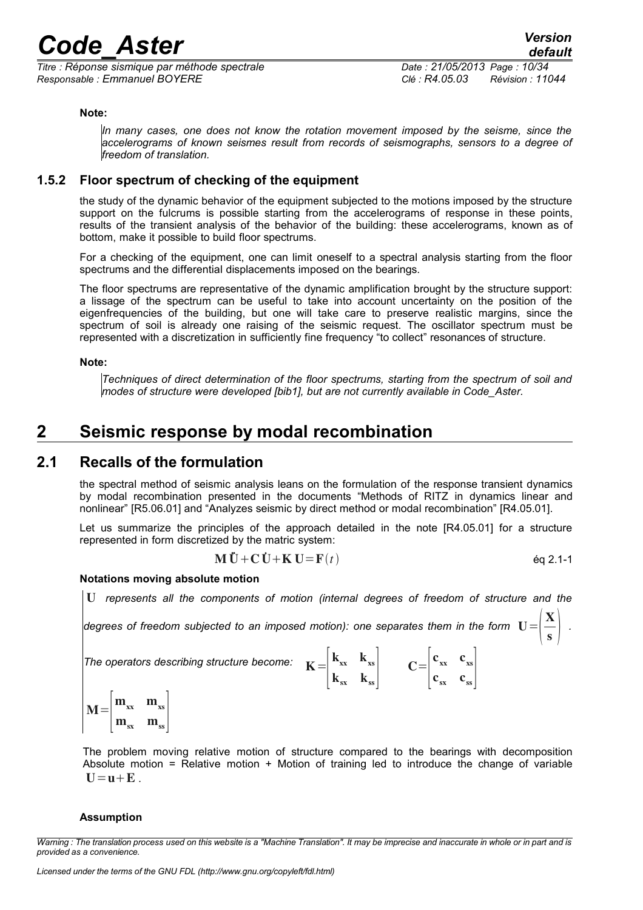**Note:**

*In many cases, one does not know the rotation movement imposed by the seisme, since the accelerograms of known seismes result from records of seismographs, sensors to a degree of freedom of translation.*

### 1.5.2 Floor spectrum of checking of the equipment

the study of the dynamic behavior of the equipment subjected to the motions imposed by the structure support on the fulcrums is possible starting from the accelerograms of response in these points, results of the transient analysis of the behavior of the building: these accelerograms, known as of bottom, make it possible to build floor spectrums.

For a checking of the equipment, one can limit oneself to a spectral analysis starting from the floor spectrums and the differential displacements imposed on the bearings.

The floor spectrums are representative of the dynamic amplification brought by the structure support: a lissage of the spectrum can be useful to take into account uncertainty on the position of the eigenfrequencies of the building, but one will take care to preserve realistic margins, since the spectrum of soil is already one raising of the seismic request. The oscillator spectrum must be represented with a discretization in sufficiently fine frequency "to collect" resonances of structure.

**Note:**

*Techniques of direct determination of the floor spectrums, starting from the spectrum of soil and modes of structure were developed [bib1], but are not currently available in Code_Aster.*

# 2 Seismic response by modal recombination

## 2.1 Recalls of the formulation

the spectral method of seismic analysis leans on the formulation of the response transient dynamics by modal recombination presented in the documents "Methods of RITZ in dynamics linear and nonlinear" [R5.06.01] and "Analyzes seismic by direct method or modal recombination" [R4.05.01].

Let us summarize the principles of the approach detailed in the note [R4.05.01] for a structure represented in form discretized by the matric system:

$$\mathbf{M}\ddot{\mathbf{U}}+\mathbf{C}\dot{\mathbf{U}}+\mathbf{K}\,\mathbf{U}=\mathbf{F}(t) \qquad \text{éq 2.1-1}$$

**Notations moving absolute motion**

*$\mathbf{U}$ represents all the components of motion (internal degrees of freedom of structure and the degrees of freedom subjected to an imposed motion): one separates them in the form* $\mathbf{U}=\left(\frac{\mathbf{X}}{\mathbf{s}}\right)$ .

*The operators describing structure become:* $\mathbf{K}=\begin{bmatrix}\mathbf{k}_{xx} & \mathbf{k}_{xs}\\ \mathbf{k}_{sx} & \mathbf{k}_{ss}\end{bmatrix}$ $\quad\mathbf{C}=\begin{bmatrix}\mathbf{c}_{xx} & \mathbf{c}_{xs}\\ \mathbf{c}_{sx} & \mathbf{c}_{ss}\end{bmatrix}$

$\mathbf{M}=\begin{bmatrix}\mathbf{m}_{xx} & \mathbf{m}_{xs}\\ \mathbf{m}_{sx} & \mathbf{m}_{ss}\end{bmatrix}$

The problem moving relative motion of structure compared to the bearings with decomposition Absolute motion = Relative motion + Motion of training led to introduce the change of variable $\mathbf{U}=\mathbf{u}+\mathbf{E}$ .

**Assumption**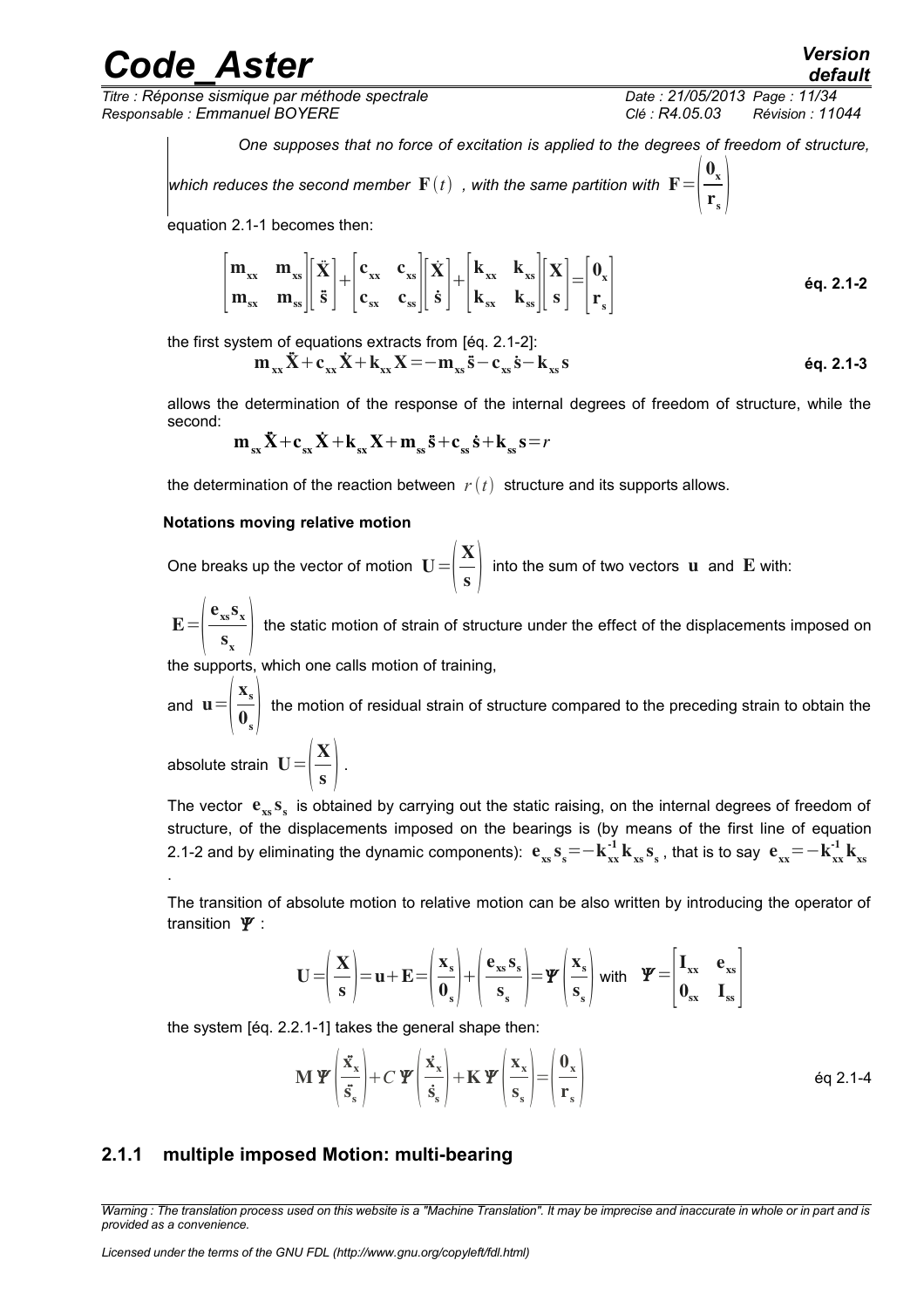*One supposes that no force of excitation is applied to the degrees of freedom of structure, which reduces the second member* $\mathbf{F}(t)$ *, with the same partition with* $\mathbf{F}=\left(\frac{\mathbf{0}_x}{\mathbf{r}_s}\right)$

equation 2.1-1 becomes then:

$$\begin{bmatrix} \mathbf{m}_{xx} & \mathbf{m}_{xs} \\ \mathbf{m}_{sx} & \mathbf{m}_{ss} \end{bmatrix} \begin{bmatrix} \ddot{\mathbf{X}} \\ \ddot{\mathbf{s}} \end{bmatrix} + \begin{bmatrix} \mathbf{c}_{xx} & \mathbf{c}_{xs} \\ \mathbf{c}_{sx} & \mathbf{c}_{ss} \end{bmatrix} \begin{bmatrix} \dot{\mathbf{X}} \\ \dot{\mathbf{s}} \end{bmatrix} + \begin{bmatrix} \mathbf{k}_{xx} & \mathbf{k}_{xs} \\ \mathbf{k}_{sx} & \mathbf{k}_{ss} \end{bmatrix} \begin{bmatrix} \mathbf{X} \\ \mathbf{s} \end{bmatrix} = \begin{bmatrix} \mathbf{0}_x \\ \mathbf{r}_s \end{bmatrix} \quad \text{éq. 2.1-2}$$

the first system of equations extracts from [éq. 2.1-2]:

$$\mathbf{m}_{xx}\ddot{\mathbf{X}} + \mathbf{c}_{xx}\dot{\mathbf{X}} + \mathbf{k}_{xx}\mathbf{X} = -\mathbf{m}_{xs}\ddot{\mathbf{s}} - \mathbf{c}_{xs}\dot{\mathbf{s}} - \mathbf{k}_{xs}\mathbf{s} \quad \text{éq. 2.1-3}$$

allows the determination of the response of the internal degrees of freedom of structure, while the second:

$$\mathbf{m}_{sx}\ddot{\mathbf{X}} + \mathbf{c}_{sx}\dot{\mathbf{X}} + \mathbf{k}_{sx}\mathbf{X} + \mathbf{m}_{ss}\ddot{\mathbf{s}} + \mathbf{c}_{ss}\dot{\mathbf{s}} + \mathbf{k}_{ss}\mathbf{s} = r$$

the determination of the reaction between $r(t)$ structure and its supports allows.

**Notations moving relative motion**

One breaks up the vector of motion $\mathbf{U}=\left(\frac{\mathbf{X}}{\mathbf{s}}\right)$ into the sum of two vectors $\mathbf{u}$ and $\mathbf{E}$ with:

$\mathbf{E}=\left(\frac{\mathbf{e}_{xs}\mathbf{s}_x}{\mathbf{s}_x}\right)$ the static motion of strain of structure under the effect of the displacements imposed on the supports, which one calls motion of training,

and $\mathbf{u}=\left(\frac{\mathbf{x}_s}{\mathbf{0}_s}\right)$ the motion of residual strain of structure compared to the preceding strain to obtain the absolute strain $\mathbf{U}=\left(\frac{\mathbf{X}}{\mathbf{s}}\right)$.

The vector $\mathbf{e}_{xs}\mathbf{s}_s$ is obtained by carrying out the static raising, on the internal degrees of freedom of structure, of the displacements imposed on the bearings is (by means of the first line of equation 2.1-2 and by eliminating the dynamic components): $\mathbf{e}_{xs}\mathbf{s}_s = -\mathbf{k}_{xx}^{-1}\mathbf{k}_{xs}\mathbf{s}_s$, that is to say $\mathbf{e}_{xx} = -\mathbf{k}_{xx}^{-1}\mathbf{k}_{xs}$.

The transition of absolute motion to relative motion can be also written by introducing the operator of transition $\boldsymbol{\Psi}$ :

$$\mathbf{U}=\left(\frac{\mathbf{X}}{\mathbf{s}}\right)=\mathbf{u}+\mathbf{E}=\left(\frac{\mathbf{x}_s}{\mathbf{0}_s}\right)+\left(\frac{\mathbf{e}_{xs}\mathbf{s}_s}{\mathbf{s}_s}\right)=\boldsymbol{\Psi}\left(\frac{\mathbf{x}_s}{\mathbf{s}_s}\right) \text{ with } \boldsymbol{\Psi}=\begin{bmatrix} \mathbf{I}_{xx} & \mathbf{e}_{xs} \\ \mathbf{0}_{sx} & \mathbf{I}_{ss} \end{bmatrix}$$

the system [éq. 2.2.1-1] takes the general shape then:

$$\mathbf{M}\boldsymbol{\Psi}\left(\frac{\ddot{\mathbf{x}}_x}{\ddot{\mathbf{s}}_s}\right)+C\,\boldsymbol{\Psi}\left(\frac{\dot{\mathbf{x}}_x}{\dot{\mathbf{s}}_s}\right)+\mathbf{K}\boldsymbol{\Psi}\left(\frac{\mathbf{x}_x}{\mathbf{s}_s}\right)=\left(\frac{\mathbf{0}_x}{\mathbf{r}_s}\right) \quad \text{éq 2.1-4}$$

### 2.1.1 multiple imposed Motion: multi-bearing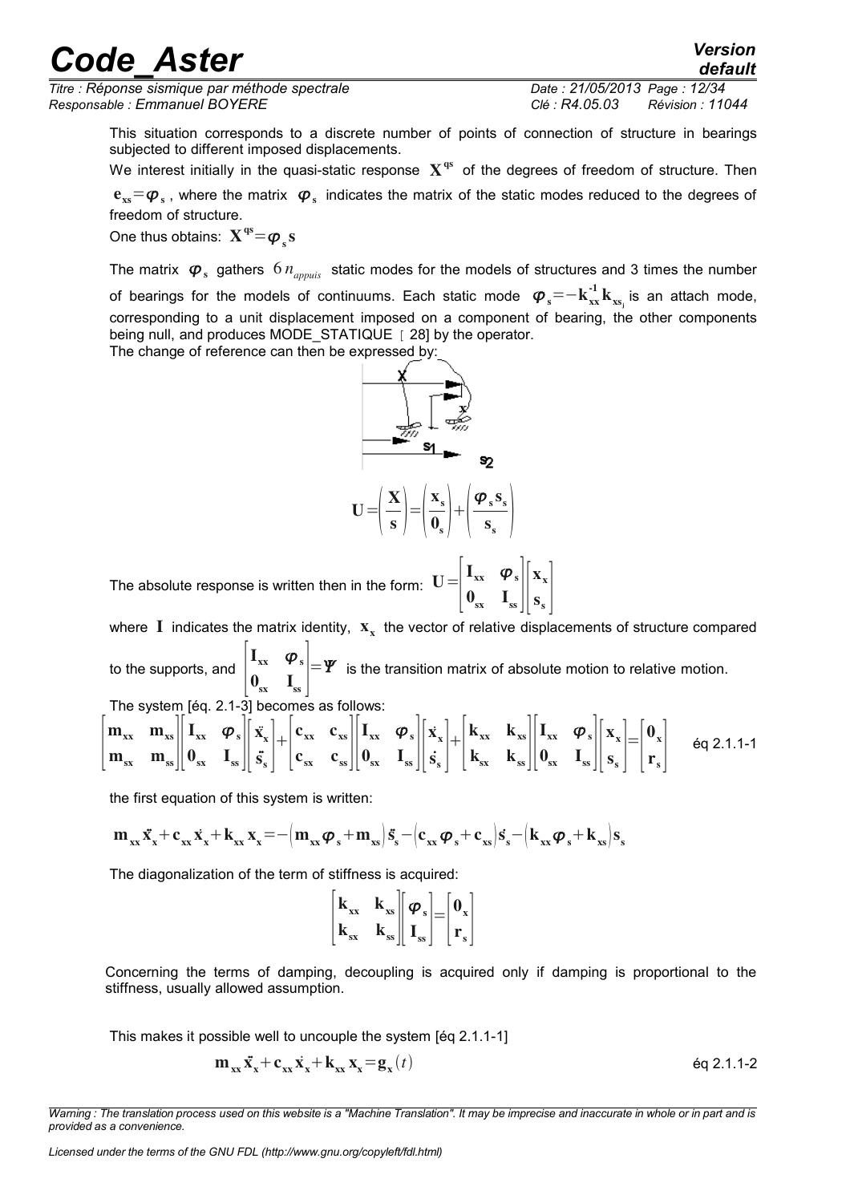This situation corresponds to a discrete number of points of connection of structure in bearings subjected to different imposed displacements.

We interest initially in the quasi-static response $\mathbf{X}^{\mathbf{qs}}$ of the degrees of freedom of structure. Then $\mathbf{e}_{\mathbf{xs}}=\boldsymbol{\varphi}_{\mathbf{s}}$, where the matrix $\boldsymbol{\varphi}_{\mathbf{s}}$ indicates the matrix of the static modes reduced to the degrees of freedom of structure.

One thus obtains: $\mathbf{X}^{\mathbf{qs}}=\boldsymbol{\varphi}_{\mathbf{s}}\mathbf{s}$

The matrix $\boldsymbol{\varphi}_{\mathbf{s}}$ gathers $6\,n_{appuis}$ static modes for the models of structures and 3 times the number of bearings for the models of continuums. Each static mode $\boldsymbol{\varphi}_{\mathbf{s}}=-\mathbf{k}_{\mathbf{xx}}^{-1}\mathbf{k}_{\mathbf{xs}_j}$ is an attach mode, corresponding to a unit displacement imposed on a component of bearing, the other components being null, and produces MODE_STATIQUE [28] by the operator.

The change of reference can then be expressed by:

$$\mathbf{U}=\begin{pmatrix}\mathbf{X}\\ \mathbf{s}\end{pmatrix}=\begin{pmatrix}\mathbf{x}_{\mathbf{s}}\\ \mathbf{0}_{\mathbf{s}}\end{pmatrix}+\begin{pmatrix}\boldsymbol{\varphi}_{\mathbf{s}}\mathbf{s}_{\mathbf{s}}\\ \mathbf{s}_{\mathbf{s}}\end{pmatrix}$$

The absolute response is written then in the form: $\mathbf{U}=\begin{bmatrix}\mathbf{I}_{\mathbf{xx}} & \boldsymbol{\varphi}_{\mathbf{s}}\\ \mathbf{0}_{\mathbf{sx}} & \mathbf{I}_{\mathbf{ss}}\end{bmatrix}\begin{bmatrix}\mathbf{x}_{\mathbf{x}}\\ \mathbf{s}_{\mathbf{s}}\end{bmatrix}$

where $\mathbf{I}$ indicates the matrix identity, $\mathbf{x}_{\mathbf{x}}$ the vector of relative displacements of structure compared to the supports, and $\begin{bmatrix}\mathbf{I}_{\mathbf{xx}} & \boldsymbol{\varphi}_{\mathbf{s}}\\ \mathbf{0}_{\mathbf{sx}} & \mathbf{I}_{\mathbf{ss}}\end{bmatrix}=\boldsymbol{\Psi}$ is the transition matrix of absolute motion to relative motion.

The system [éq. 2.1-3] becomes as follows:

$$\begin{bmatrix}\mathbf{m}_{\mathbf{xx}} & \mathbf{m}_{\mathbf{xs}}\\ \mathbf{m}_{\mathbf{sx}} & \mathbf{m}_{\mathbf{ss}}\end{bmatrix}\begin{bmatrix}\mathbf{I}_{\mathbf{xx}} & \boldsymbol{\varphi}_{\mathbf{s}}\\ \mathbf{0}_{\mathbf{sx}} & \mathbf{I}_{\mathbf{ss}}\end{bmatrix}\begin{bmatrix}\ddot{\mathbf{x}}_{\mathbf{x}}\\ \ddot{\mathbf{s}}_{\mathbf{s}}\end{bmatrix}+\begin{bmatrix}\mathbf{c}_{\mathbf{xx}} & \mathbf{c}_{\mathbf{xs}}\\ \mathbf{c}_{\mathbf{sx}} & \mathbf{c}_{\mathbf{ss}}\end{bmatrix}\begin{bmatrix}\mathbf{I}_{\mathbf{xx}} & \boldsymbol{\varphi}_{\mathbf{s}}\\ \mathbf{0}_{\mathbf{sx}} & \mathbf{I}_{\mathbf{ss}}\end{bmatrix}\begin{bmatrix}\dot{\mathbf{x}}_{\mathbf{x}}\\ \dot{\mathbf{s}}_{\mathbf{s}}\end{bmatrix}+\begin{bmatrix}\mathbf{k}_{\mathbf{xx}} & \mathbf{k}_{\mathbf{xs}}\\ \mathbf{k}_{\mathbf{sx}} & \mathbf{k}_{\mathbf{ss}}\end{bmatrix}\begin{bmatrix}\mathbf{I}_{\mathbf{xx}} & \boldsymbol{\varphi}_{\mathbf{s}}\\ \mathbf{0}_{\mathbf{sx}} & \mathbf{I}_{\mathbf{ss}}\end{bmatrix}\begin{bmatrix}\mathbf{x}_{\mathbf{x}}\\ \mathbf{s}_{\mathbf{s}}\end{bmatrix}=\begin{bmatrix}\mathbf{0}_{\mathbf{x}}\\ \mathbf{r}_{\mathbf{s}}\end{bmatrix} \quad \text{éq 2.1.1-1}$$

the first equation of this system is written:

$$\mathbf{m}_{\mathbf{xx}}\ddot{\mathbf{x}}_{\mathbf{x}}+\mathbf{c}_{\mathbf{xx}}\dot{\mathbf{x}}_{\mathbf{x}}+\mathbf{k}_{\mathbf{xx}}\mathbf{x}_{\mathbf{x}}=-\left(\mathbf{m}_{\mathbf{xx}}\boldsymbol{\varphi}_{\mathbf{s}}+\mathbf{m}_{\mathbf{xs}}\right)\ddot{\mathbf{s}}_{\mathbf{s}}-\left(\mathbf{c}_{\mathbf{xx}}\boldsymbol{\varphi}_{\mathbf{s}}+\mathbf{c}_{\mathbf{xs}}\right)\dot{\mathbf{s}}_{\mathbf{s}}-\left(\mathbf{k}_{\mathbf{xx}}\boldsymbol{\varphi}_{\mathbf{s}}+\mathbf{k}_{\mathbf{xs}}\right)\mathbf{s}_{\mathbf{s}}$$

The diagonalization of the term of stiffness is acquired:

$$\begin{bmatrix}\mathbf{k}_{\mathbf{xx}} & \mathbf{k}_{\mathbf{xs}}\\ \mathbf{k}_{\mathbf{sx}} & \mathbf{k}_{\mathbf{ss}}\end{bmatrix}\begin{bmatrix}\boldsymbol{\varphi}_{\mathbf{s}}\\ \mathbf{I}_{\mathbf{ss}}\end{bmatrix}=\begin{bmatrix}\mathbf{0}_{\mathbf{x}}\\ \mathbf{r}_{\mathbf{s}}\end{bmatrix}$$

Concerning the terms of damping, decoupling is acquired only if damping is proportional to the stiffness, usually allowed assumption.

This makes it possible well to uncouple the system [éq 2.1.1-1]

$$\mathbf{m}_{\mathbf{xx}}\ddot{\mathbf{x}}_{\mathbf{x}}+\mathbf{c}_{\mathbf{xx}}\dot{\mathbf{x}}_{\mathbf{x}}+\mathbf{k}_{\mathbf{xx}}\mathbf{x}_{\mathbf{x}}=\mathbf{g}_{\mathbf{x}}(t) \quad \text{éq 2.1.1-2}$$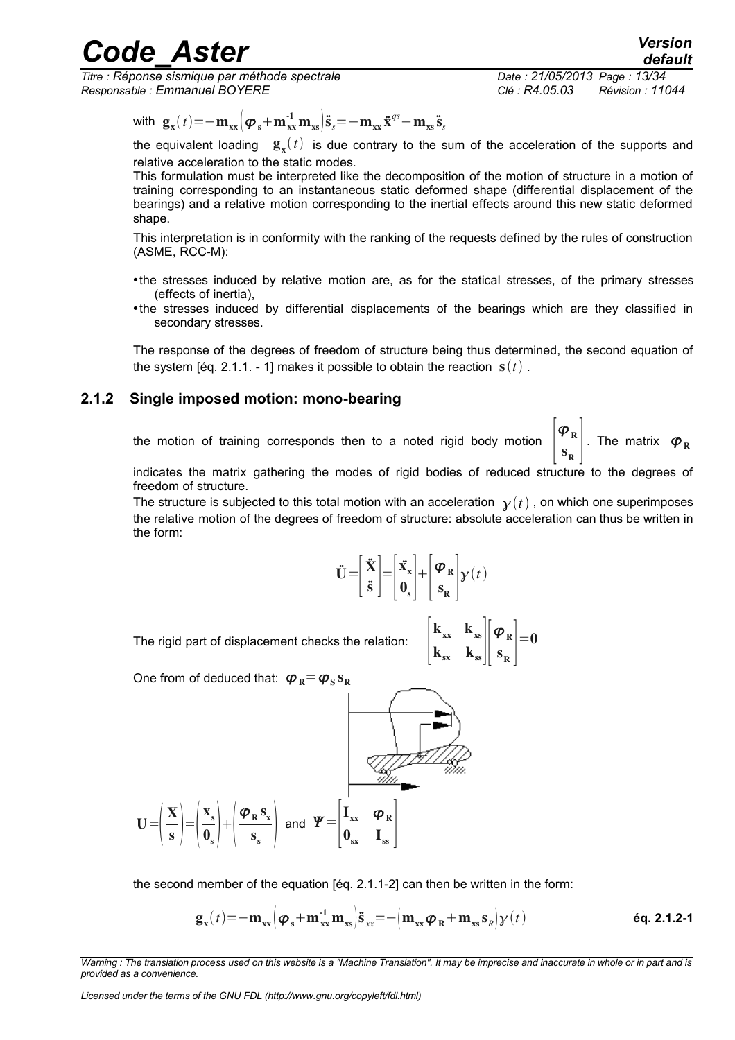with $\mathbf{g_x}(t) = -\mathbf{m_{xx}}\left(\boldsymbol{\varphi}_\mathbf{s} + \mathbf{m_{xx}^{-1}}\mathbf{m_{xs}}\right)\ddot{\mathbf{s}}_s = -\mathbf{m_{xx}}\ddot{\mathbf{x}}^{qs} - \mathbf{m_{xs}}\ddot{\mathbf{s}}_s$

the equivalent loading $\mathbf{g_x}(t)$ is due contrary to the sum of the acceleration of the supports and relative acceleration to the static modes.

This formulation must be interpreted like the decomposition of the motion of structure in a motion of training corresponding to an instantaneous static deformed shape (differential displacement of the bearings) and a relative motion corresponding to the inertial effects around this new static deformed shape.

This interpretation is in conformity with the ranking of the requests defined by the rules of construction (ASME, RCC-M):

- the stresses induced by relative motion are, as for the statical stresses, of the primary stresses (effects of inertia),
- the stresses induced by differential displacements of the bearings which are they classified in secondary stresses.

The response of the degrees of freedom of structure being thus determined, the second equation of the system [éq. 2.1.1. - 1] makes it possible to obtain the reaction $\mathbf{s}(t)$.

### 2.1.2 Single imposed motion: mono-bearing

the motion of training corresponds then to a noted rigid body motion $\begin{bmatrix} \boldsymbol{\varphi}_\mathbf{R} \\ \mathbf{s_R} \end{bmatrix}$. The matrix $\boldsymbol{\varphi}_\mathbf{R}$ indicates the matrix gathering the modes of rigid bodies of reduced structure to the degrees of freedom of structure.

The structure is subjected to this total motion with an acceleration $\gamma(t)$, on which one superimposes the relative motion of the degrees of freedom of structure: absolute acceleration can thus be written in the form:

$$\ddot{\mathbf{U}} = \begin{bmatrix} \ddot{\mathbf{X}} \\ \ddot{\mathbf{s}} \end{bmatrix} = \begin{bmatrix} \ddot{\mathbf{x}}_\mathbf{x} \\ \mathbf{0_s} \end{bmatrix} + \begin{bmatrix} \boldsymbol{\varphi}_\mathbf{R} \\ \mathbf{s_R} \end{bmatrix} \gamma(t)$$

The rigid part of displacement checks the relation: $\begin{bmatrix} \mathbf{k_{xx}} & \mathbf{k_{xs}} \\ \mathbf{k_{sx}} & \mathbf{k_{ss}} \end{bmatrix} \begin{bmatrix} \boldsymbol{\varphi}_\mathbf{R} \\ \mathbf{s_R} \end{bmatrix} = \mathbf{0}$

One from of deduced that: $\boldsymbol{\varphi}_\mathbf{R} = \boldsymbol{\varphi}_\mathbf{S}\mathbf{s_R}$

$$\mathbf{U} = \left(\frac{\mathbf{X}}{\mathbf{s}}\right) = \left(\frac{\mathbf{x_s}}{\mathbf{0_s}}\right) + \left(\frac{\boldsymbol{\varphi}_\mathbf{R}\mathbf{s_x}}{\mathbf{s_s}}\right) \text{ and } \boldsymbol{\Psi} = \begin{bmatrix} \mathbf{I_{xx}} & \boldsymbol{\varphi}_\mathbf{R} \\ \mathbf{0_{sx}} & \mathbf{I_{ss}} \end{bmatrix}$$

the second member of the equation [éq. 2.1.1-2] can then be written in the form:

$$\mathbf{g_x}(t) = -\mathbf{m_{xx}}\left(\boldsymbol{\varphi}_\mathbf{s} + \mathbf{m_{xx}^{-1}}\mathbf{m_{xs}}\right)\ddot{\mathbf{s}}_{xx} = -\left(\mathbf{m_{xx}}\boldsymbol{\varphi}_\mathbf{R} + \mathbf{m_{xs}}\mathbf{s}_R\right)\gamma(t) \qquad \textbf{éq. 2.1.2-1}$$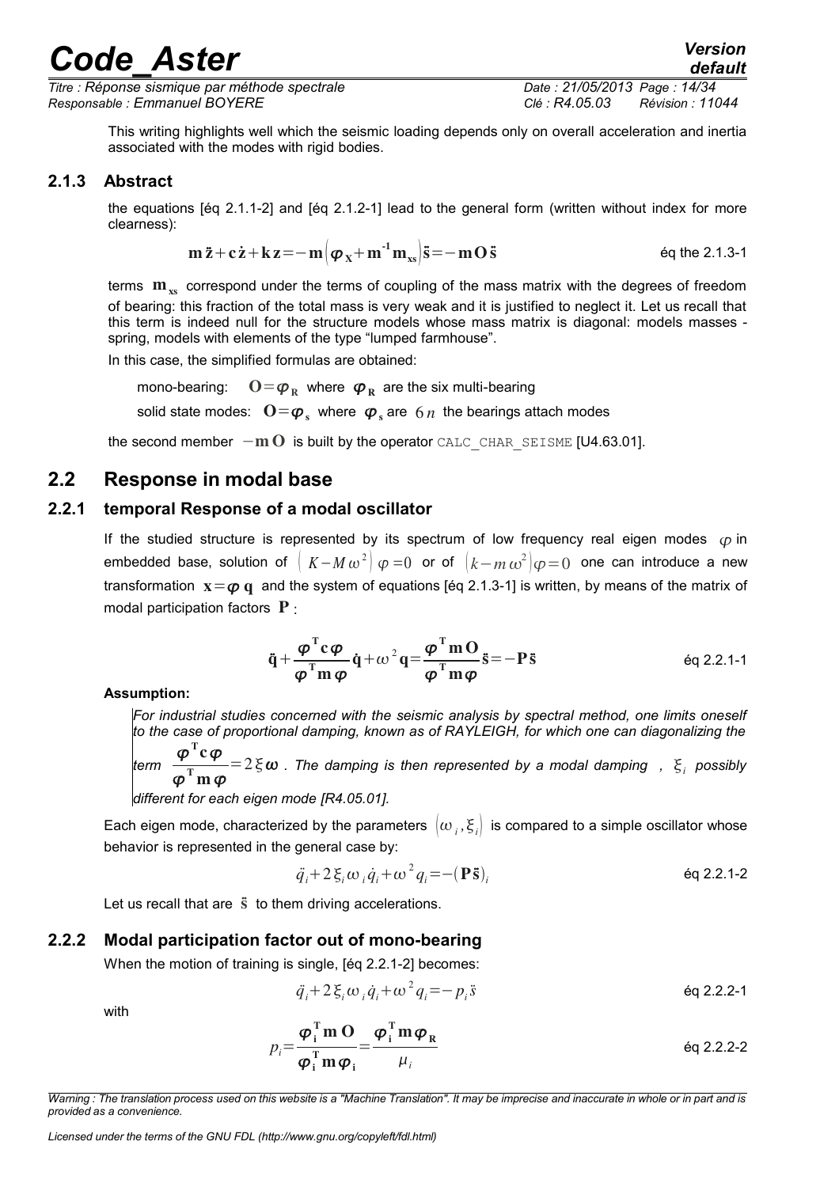This writing highlights well which the seismic loading depends only on overall acceleration and inertia associated with the modes with rigid bodies.

### 2.1.3 Abstract

the equations [éq 2.1.1-2] and [éq 2.1.2-1] lead to the general form (written without index for more clearness):

$$\mathbf{m}\,\ddot{\mathbf{z}}+\mathbf{c}\,\dot{\mathbf{z}}+\mathbf{k}\,\mathbf{z}=-\mathbf{m}\left(\boldsymbol{\varphi}_{\mathbf{X}}+\mathbf{m}^{\mathbf{-1}}\mathbf{m}_{\mathbf{xs}}\right)\ddot{\mathbf{s}}=-\mathbf{m}\,\mathbf{O}\,\ddot{\mathbf{s}} \qquad \text{éq the 2.1.3-1}$$

terms $\mathbf{m}_{\mathbf{xs}}$ correspond under the terms of coupling of the mass matrix with the degrees of freedom of bearing: this fraction of the total mass is very weak and it is justified to neglect it. Let us recall that this term is indeed null for the structure models whose mass matrix is diagonal: models masses - spring, models with elements of the type "lumped farmhouse".

In this case, the simplified formulas are obtained:

mono-bearing: $\mathbf{O}=\boldsymbol{\varphi}_{\mathbf{R}}$ where $\boldsymbol{\varphi}_{\mathbf{R}}$ are the six multi-bearing

solid state modes: $\mathbf{O}=\boldsymbol{\varphi}_{\mathbf{s}}$ where $\boldsymbol{\varphi}_{\mathbf{s}}$ are $6\,n$ the bearings attach modes

the second member $-\mathbf{m}\,\mathbf{O}$ is built by the operator CALC_CHAR_SEISME [U4.63.01].

## 2.2 Response in modal base

### 2.2.1 temporal Response of a modal oscillator

If the studied structure is represented by its spectrum of low frequency real eigen modes $\varphi$ in embedded base, solution of $\left(K-M\,\omega^2\right)\varphi=0$ or of $\left(k-m\,\omega^2\right)\varphi=0$ one can introduce a new transformation $\mathbf{x}=\boldsymbol{\varphi}\,\mathbf{q}$ and the system of equations [éq 2.1.3-1] is written, by means of the matrix of modal participation factors $\mathbf{P}$ :

$$\ddot{\mathbf{q}}+\frac{\boldsymbol{\varphi}^{\mathbf{T}}\mathbf{c}\,\boldsymbol{\varphi}}{\boldsymbol{\varphi}^{\mathbf{T}}\mathbf{m}\,\boldsymbol{\varphi}}\dot{\mathbf{q}}+\omega^2\,\mathbf{q}=\frac{\boldsymbol{\varphi}^{\mathbf{T}}\mathbf{m}\,\mathbf{O}}{\boldsymbol{\varphi}^{\mathbf{T}}\mathbf{m}\,\boldsymbol{\varphi}}\ddot{\mathbf{s}}=-\mathbf{P}\,\ddot{\mathbf{s}} \qquad \text{éq 2.2.1-1}$$

**Assumption:**

*For industrial studies concerned with the seismic analysis by spectral method, one limits oneself to the case of proportional damping, known as of RAYLEIGH, for which one can diagonalizing the term* $\frac{\boldsymbol{\varphi}^{\mathbf{T}}\mathbf{c}\,\boldsymbol{\varphi}}{\boldsymbol{\varphi}^{\mathbf{T}}\mathbf{m}\,\boldsymbol{\varphi}}=2\,\xi\,\boldsymbol{\omega}$ *. The damping is then represented by a modal damping ,* $\xi_i$ *possibly different for each eigen mode [R4.05.01].*

Each eigen mode, characterized by the parameters $\left(\omega_i,\xi_i\right)$ is compared to a simple oscillator whose behavior is represented in the general case by:

$$\ddot{q}_i+2\,\xi_i\,\omega_i\,\dot{q}_i+\omega^2\,q_i=-\left(\mathbf{P}\,\ddot{\mathbf{s}}\right)_i \qquad \text{éq 2.2.1-2}$$

Let us recall that are $\ddot{\mathbf{s}}$ to them driving accelerations.

### 2.2.2 Modal participation factor out of mono-bearing

When the motion of training is single, [éq 2.2.1-2] becomes:

$$\ddot{q}_i+2\,\xi_i\,\omega_i\,\dot{q}_i+\omega^2\,q_i=-p_i\,\ddot{s} \qquad \text{éq 2.2.2-1}$$

with

$$p_i=\frac{\boldsymbol{\varphi}_{\mathbf{i}}^{\mathbf{T}}\mathbf{m}\,\mathbf{O}}{\boldsymbol{\varphi}_{\mathbf{i}}^{\mathbf{T}}\mathbf{m}\,\boldsymbol{\varphi}_{\mathbf{i}}}=\frac{\boldsymbol{\varphi}_{\mathbf{i}}^{\mathbf{T}}\mathbf{m}\,\boldsymbol{\varphi}_{\mathbf{R}}}{\mu_i} \qquad \text{éq 2.2.2-2}$$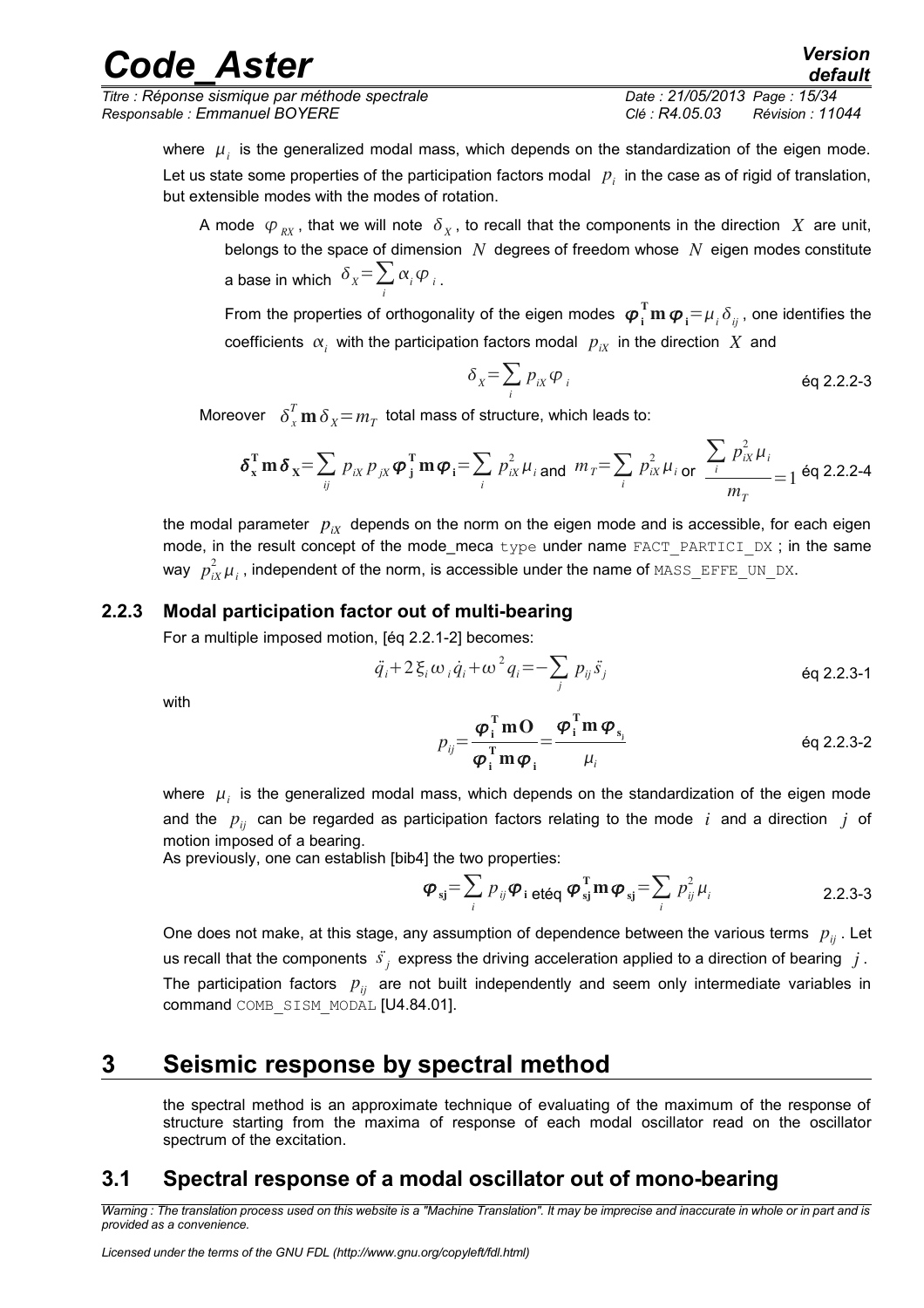where $\mu_i$ is the generalized modal mass, which depends on the standardization of the eigen mode. Let us state some properties of the participation factors modal $p_i$ in the case as of rigid of translation, but extensible modes with the modes of rotation.

A mode $\varphi_{RX}$, that we will note $\delta_X$, to recall that the components in the direction $X$ are unit, belongs to the space of dimension $N$ degrees of freedom whose $N$ eigen modes constitute a base in which $\delta_X = \sum_i \alpha_i \varphi_i$.

From the properties of orthogonality of the eigen modes $\boldsymbol{\varphi}_\mathbf{i}^\mathbf{T} \mathbf{m} \boldsymbol{\varphi}_\mathbf{i} = \mu_i \delta_{ij}$, one identifies the coefficients $\alpha_i$ with the participation factors modal $p_{iX}$ in the direction $X$ and

$$\delta_X = \sum_i p_{iX} \varphi_i \qquad \text{éq 2.2.2-3}$$

Moreover $\delta_x^T \mathbf{m} \delta_X = m_T$ total mass of structure, which leads to:

$$\boldsymbol{\delta}_\mathbf{x}^\mathbf{T} \mathbf{m} \boldsymbol{\delta}_\mathbf{X} = \sum_{ij} p_{iX} p_{jX} \boldsymbol{\varphi}_\mathbf{j}^\mathbf{T} \mathbf{m} \boldsymbol{\varphi}_\mathbf{i} = \sum_i p_{iX}^2 \mu_i \text{ and } m_T = \sum_i p_{iX}^2 \mu_i \text{ or } \frac{\sum_i p_{iX}^2 \mu_i}{m_T} = 1 \qquad \text{éq 2.2.2-4}$$

the modal parameter $p_{iX}$ depends on the norm on the eigen mode and is accessible, for each eigen mode, in the result concept of the mode_meca `type` under name `FACT_PARTICI_DX` ; in the same way $p_{iX}^2 \mu_i$, independent of the norm, is accessible under the name of `MASS_EFFE_UN_DX`.

### 2.2.3 Modal participation factor out of multi-bearing

For a multiple imposed motion, [éq 2.2.1-2] becomes:

$$\ddot{q}_i + 2\xi_i \omega_i \dot{q}_i + \omega^2 q_i = -\sum_j p_{ij} \ddot{s}_j \qquad \text{éq 2.2.3-1}$$

with

$$p_{ij} = \frac{\boldsymbol{\varphi}_\mathbf{i}^\mathbf{T} \mathbf{m} \mathbf{O}}{\boldsymbol{\varphi}_\mathbf{i}^\mathbf{T} \mathbf{m} \boldsymbol{\varphi}_\mathbf{i}} = \frac{\boldsymbol{\varphi}_\mathbf{i}^\mathbf{T} \mathbf{m} \boldsymbol{\varphi}_{\mathbf{s}_\mathbf{j}}}{\mu_i} \qquad \text{éq 2.2.3-2}$$

where $\mu_i$ is the generalized modal mass, which depends on the standardization of the eigen mode and the $p_{ij}$ can be regarded as participation factors relating to the mode $i$ and a direction $j$ of motion imposed of a bearing.

As previously, one can establish [bib4] the two properties:

$$\boldsymbol{\varphi}_\mathbf{sj} = \sum_i p_{ij} \boldsymbol{\varphi}_\mathbf{i} \text{ etéq } \boldsymbol{\varphi}_\mathbf{sj}^\mathbf{T} \mathbf{m} \boldsymbol{\varphi}_\mathbf{sj} = \sum_i p_{ij}^2 \mu_i \qquad 2.2.3\text{-}3$$

One does not make, at this stage, any assumption of dependence between the various terms $p_{ij}$. Let us recall that the components $\ddot{s}_j$ express the driving acceleration applied to a direction of bearing $j$. The participation factors $p_{ij}$ are not built independently and seem only intermediate variables in command `COMB_SISM_MODAL` [U4.84.01].

# 3 Seismic response by spectral method

the spectral method is an approximate technique of evaluating of the maximum of the response of structure starting from the maxima of response of each modal oscillator read on the oscillator spectrum of the excitation.

## 3.1 Spectral response of a modal oscillator out of mono-bearing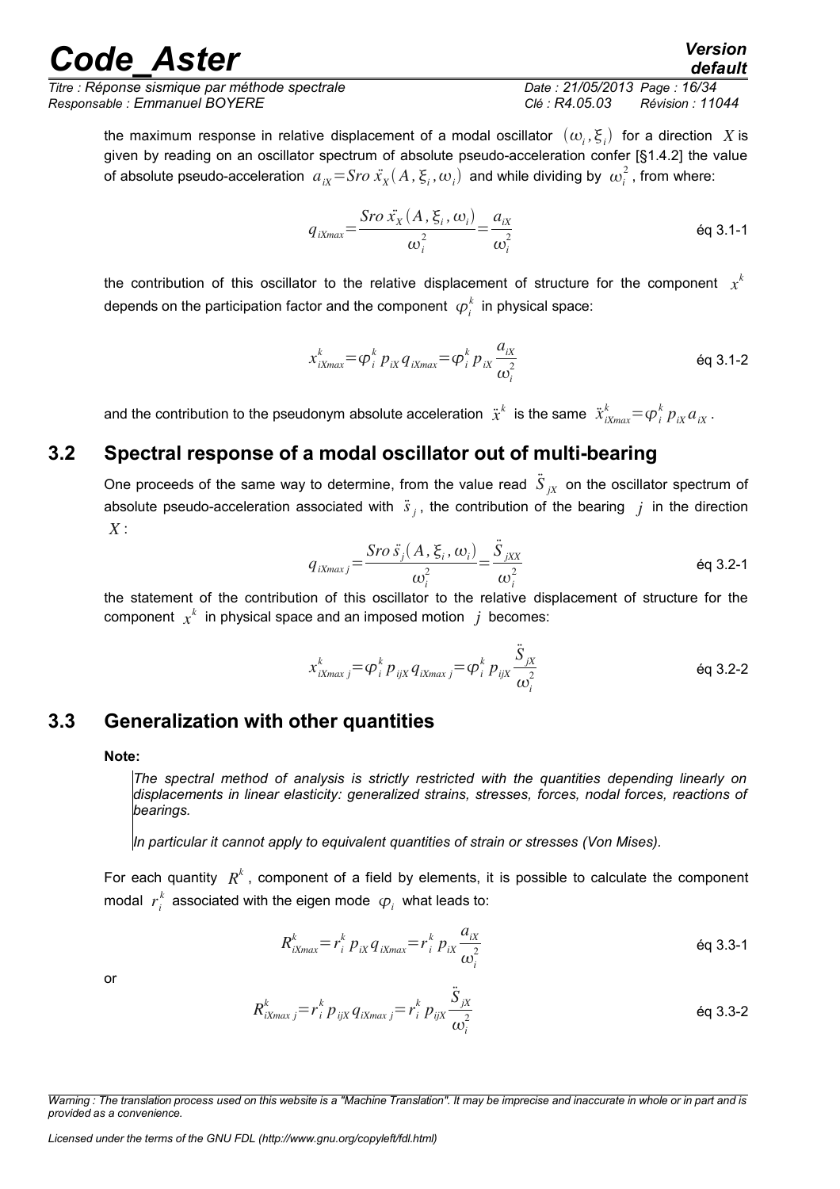the maximum response in relative displacement of a modal oscillator $(\omega_i, \xi_i)$ for a direction $X$ is given by reading on an oscillator spectrum of absolute pseudo-acceleration confer [§1.4.2] the value of absolute pseudo-acceleration $a_{iX} = Sro\,\ddot{x}_X(A, \xi_i, \omega_i)$ and while dividing by $\omega_i^2$, from where:

$$q_{iXmax} = \frac{Sro\,\ddot{x}_X(A, \xi_i, \omega_i)}{\omega_i^2} = \frac{a_{iX}}{\omega_i^2} \quad \text{éq 3.1-1}$$

the contribution of this oscillator to the relative displacement of structure for the component $x^k$ depends on the participation factor and the component $\varphi_i^k$ in physical space:

$$x_{iXmax}^k = \varphi_i^k\, p_{iX}\, q_{iXmax} = \varphi_i^k\, p_{iX} \frac{a_{iX}}{\omega_i^2} \quad \text{éq 3.1-2}$$

and the contribution to the pseudonym absolute acceleration $\ddot{x}^k$ is the same $\ddot{x}_{iXmax}^k = \varphi_i^k\, p_{iX}\, a_{iX}$.

## 3.2 Spectral response of a modal oscillator out of multi-bearing

One proceeds of the same way to determine, from the value read $\ddot{S}_{jX}$ on the oscillator spectrum of absolute pseudo-acceleration associated with $\ddot{s}_j$, the contribution of the bearing $j$ in the direction $X$:

$$q_{iXmax\,j} = \frac{Sro\,\ddot{s}_j(A, \xi_i, \omega_i)}{\omega_i^2} = \frac{\ddot{S}_{jXX}}{\omega_i^2} \quad \text{éq 3.2-1}$$

the statement of the contribution of this oscillator to the relative displacement of structure for the component $x^k$ in physical space and an imposed motion $j$ becomes:

$$x_{iXmax\,j}^k = \varphi_i^k\, p_{ijX}\, q_{iXmax\,j} = \varphi_i^k\, p_{ijX} \frac{\ddot{S}_{jX}}{\omega_i^2} \quad \text{éq 3.2-2}$$

## 3.3 Generalization with other quantities

**Note:**

*The spectral method of analysis is strictly restricted with the quantities depending linearly on displacements in linear elasticity: generalized strains, stresses, forces, nodal forces, reactions of bearings.*

*In particular it cannot apply to equivalent quantities of strain or stresses (Von Mises).*

For each quantity $R^k$, component of a field by elements, it is possible to calculate the component modal $r_i^k$ associated with the eigen mode $\varphi_i$ what leads to:

$$R_{iXmax}^k = r_i^k\, p_{iX}\, q_{iXmax} = r_i^k\, p_{iX} \frac{a_{iX}}{\omega_i^2} \quad \text{éq 3.3-1}$$

or

$$R_{iXmax\,j}^k = r_i^k\, p_{ijX}\, q_{iXmax\,j} = r_i^k\, p_{ijX} \frac{\ddot{S}_{jX}}{\omega_i^2} \quad \text{éq 3.3-2}$$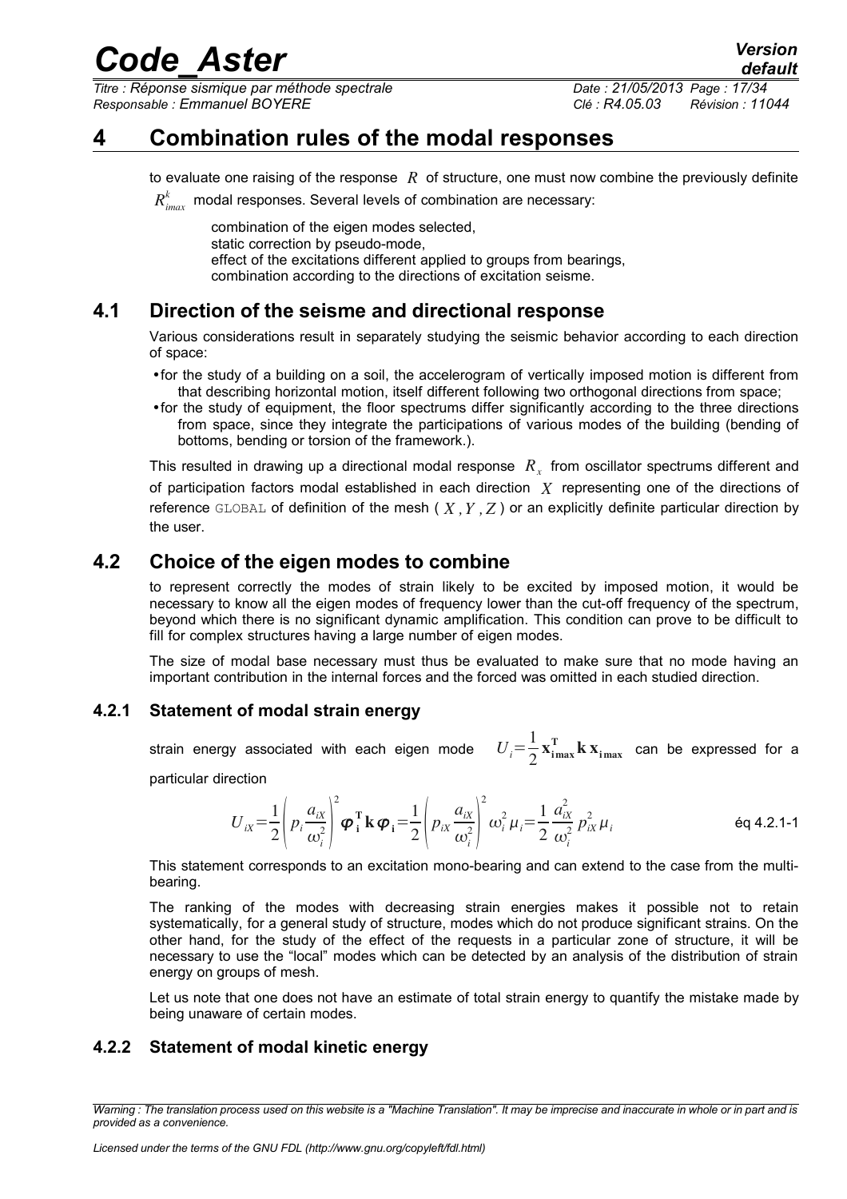# 4 Combination rules of the modal responses

to evaluate one raising of the response $R$ of structure, one must now combine the previously definite $R^k_{imax}$ modal responses. Several levels of combination are necessary:

combination of the eigen modes selected,
static correction by pseudo-mode,
effect of the excitations different applied to groups from bearings,
combination according to the directions of excitation seisme.

## 4.1 Direction of the seisme and directional response

Various considerations result in separately studying the seismic behavior according to each direction of space:

- for the study of a building on a soil, the accelerogram of vertically imposed motion is different from that describing horizontal motion, itself different following two orthogonal directions from space;
- for the study of equipment, the floor spectrums differ significantly according to the three directions from space, since they integrate the participations of various modes of the building (bending of bottoms, bending or torsion of the framework.).

This resulted in drawing up a directional modal response $R_x$ from oscillator spectrums different and of participation factors modal established in each direction $X$ representing one of the directions of reference GLOBAL of definition of the mesh ( $X, Y, Z$ ) or an explicitly definite particular direction by the user.

## 4.2 Choice of the eigen modes to combine

to represent correctly the modes of strain likely to be excited by imposed motion, it would be necessary to know all the eigen modes of frequency lower than the cut-off frequency of the spectrum, beyond which there is no significant dynamic amplification. This condition can prove to be difficult to fill for complex structures having a large number of eigen modes.

The size of modal base necessary must thus be evaluated to make sure that no mode having an important contribution in the internal forces and the forced was omitted in each studied direction.

### 4.2.1 Statement of modal strain energy

strain energy associated with each eigen mode $U_i = \frac{1}{2} \mathbf{x}^{\mathbf{T}}_{\mathbf{i\,max}} \mathbf{k}\, \mathbf{x}_{\mathbf{i\,max}}$ can be expressed for a particular direction

$$U_{iX} = \frac{1}{2} \left( p_i \frac{a_{iX}}{\omega_i^2} \right)^2 \boldsymbol{\varphi}_{\mathbf{i}}^{\mathbf{T}}\, \mathbf{k}\, \boldsymbol{\varphi}_{\mathbf{i}} = \frac{1}{2} \left( p_{iX} \frac{a_{iX}}{\omega_i^2} \right)^2 \omega_i^2\, \mu_i = \frac{1}{2} \frac{a_{iX}^2}{\omega_i^2}\, p_{iX}^2\, \mu_i \qquad \text{éq 4.2.1-1}$$

This statement corresponds to an excitation mono-bearing and can extend to the case from the multi-bearing.

The ranking of the modes with decreasing strain energies makes it possible not to retain systematically, for a general study of structure, modes which do not produce significant strains. On the other hand, for the study of the effect of the requests in a particular zone of structure, it will be necessary to use the "local" modes which can be detected by an analysis of the distribution of strain energy on groups of mesh.

Let us note that one does not have an estimate of total strain energy to quantify the mistake made by being unaware of certain modes.

### 4.2.2 Statement of modal kinetic energy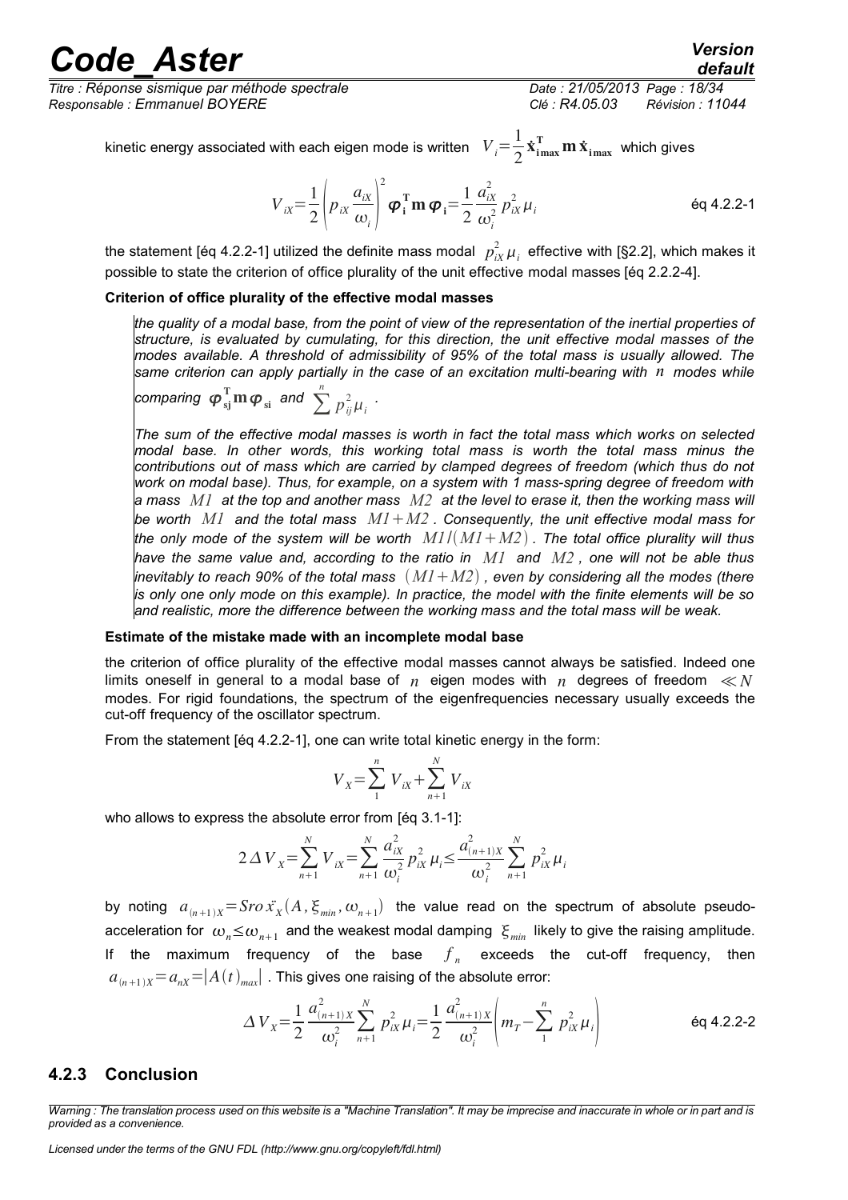kinetic energy associated with each eigen mode is written $V_i = \frac{1}{2} \dot{\mathbf{x}}^{\mathbf{T}}_{\mathbf{i\,max}} \mathbf{m}\, \dot{\mathbf{x}}_{\mathbf{i\,max}}$ which gives

$$V_{iX} = \frac{1}{2} \left( p_{iX} \frac{a_{iX}}{\omega_i} \right)^2 \boldsymbol{\varphi}_{\mathbf{i}}^{\mathbf{T}} \mathbf{m}\, \boldsymbol{\varphi}_{\mathbf{i}} = \frac{1}{2} \frac{a_{iX}^2}{\omega_i^2} p_{iX}^2 \mu_i \qquad \text{éq 4.2.2-1}$$

the statement [éq 4.2.2-1] utilized the definite mass modal $p_{iX}^2 \mu_i$ effective with [§2.2], which makes it possible to state the criterion of office plurality of the unit effective modal masses [éq 2.2.2-4].

**Criterion of office plurality of the effective modal masses**

*the quality of a modal base, from the point of view of the representation of the inertial properties of structure, is evaluated by cumulating, for this direction, the unit effective modal masses of the modes available. A threshold of admissibility of 95% of the total mass is usually allowed. The same criterion can apply partially in the case of an excitation multi-bearing with $n$ modes while comparing $\boldsymbol{\varphi}_{\mathbf{sj}}^{\mathbf{T}} \mathbf{m}\, \boldsymbol{\varphi}_{\mathbf{si}}$ and $\sum^{n} p_{ij}^2 \mu_i$ .*

*The sum of the effective modal masses is worth in fact the total mass which works on selected modal base. In other words, this working total mass is worth the total mass minus the contributions out of mass which are carried by clamped degrees of freedom (which thus do not work on modal base). Thus, for example, on a system with 1 mass-spring degree of freedom with a mass $M1$ at the top and another mass $M2$ at the level to erase it, then the working mass will be worth $M1$ and the total mass $M1+M2$ . Consequently, the unit effective modal mass for the only mode of the system will be worth $M1/(M1+M2)$ . The total office plurality will thus have the same value and, according to the ratio in $M1$ and $M2$ , one will not be able thus inevitably to reach 90% of the total mass $(M1+M2)$ , even by considering all the modes (there is only one only mode on this example). In practice, the model with the finite elements will be so and realistic, more the difference between the working mass and the total mass will be weak.*

**Estimate of the mistake made with an incomplete modal base**

the criterion of office plurality of the effective modal masses cannot always be satisfied. Indeed one limits oneself in general to a modal base of $n$ eigen modes with $n$ degrees of freedom $\ll N$ modes. For rigid foundations, the spectrum of the eigenfrequencies necessary usually exceeds the cut-off frequency of the oscillator spectrum.

From the statement [éq 4.2.2-1], one can write total kinetic energy in the form:

$$V_X = \sum_{1}^{n} V_{iX} + \sum_{n+1}^{N} V_{iX}$$

who allows to express the absolute error from [éq 3.1-1]:

$$2\,\Delta V_X = \sum_{n+1}^{N} V_{iX} = \sum_{n+1}^{N} \frac{a_{iX}^2}{\omega_i^2} p_{iX}^2 \mu_i \leq \frac{a_{(n+1)X}^2}{\omega_i^2} \sum_{n+1}^{N} p_{iX}^2 \mu_i$$

by noting $a_{(n+1)X} = Sro\, \ddot{x}_X(A, \xi_{min}, \omega_{n+1})$ the value read on the spectrum of absolute pseudo-acceleration for $\omega_n \leq \omega_{n+1}$ and the weakest modal damping $\xi_{min}$ likely to give the raising amplitude. If the maximum frequency of the base $f_n$ exceeds the cut-off frequency, then $a_{(n+1)X} = a_{nX} = |A(t)_{max}|$ . This gives one raising of the absolute error:

$$\Delta V_X = \frac{1}{2} \frac{a_{(n+1)X}^2}{\omega_i^2} \sum_{n+1}^{N} p_{iX}^2 \mu_i = \frac{1}{2} \frac{a_{(n+1)X}^2}{\omega_i^2} \left( m_T - \sum_{1}^{n} p_{iX}^2 \mu_i \right) \qquad \text{éq 4.2.2-2}$$

### 4.2.3 Conclusion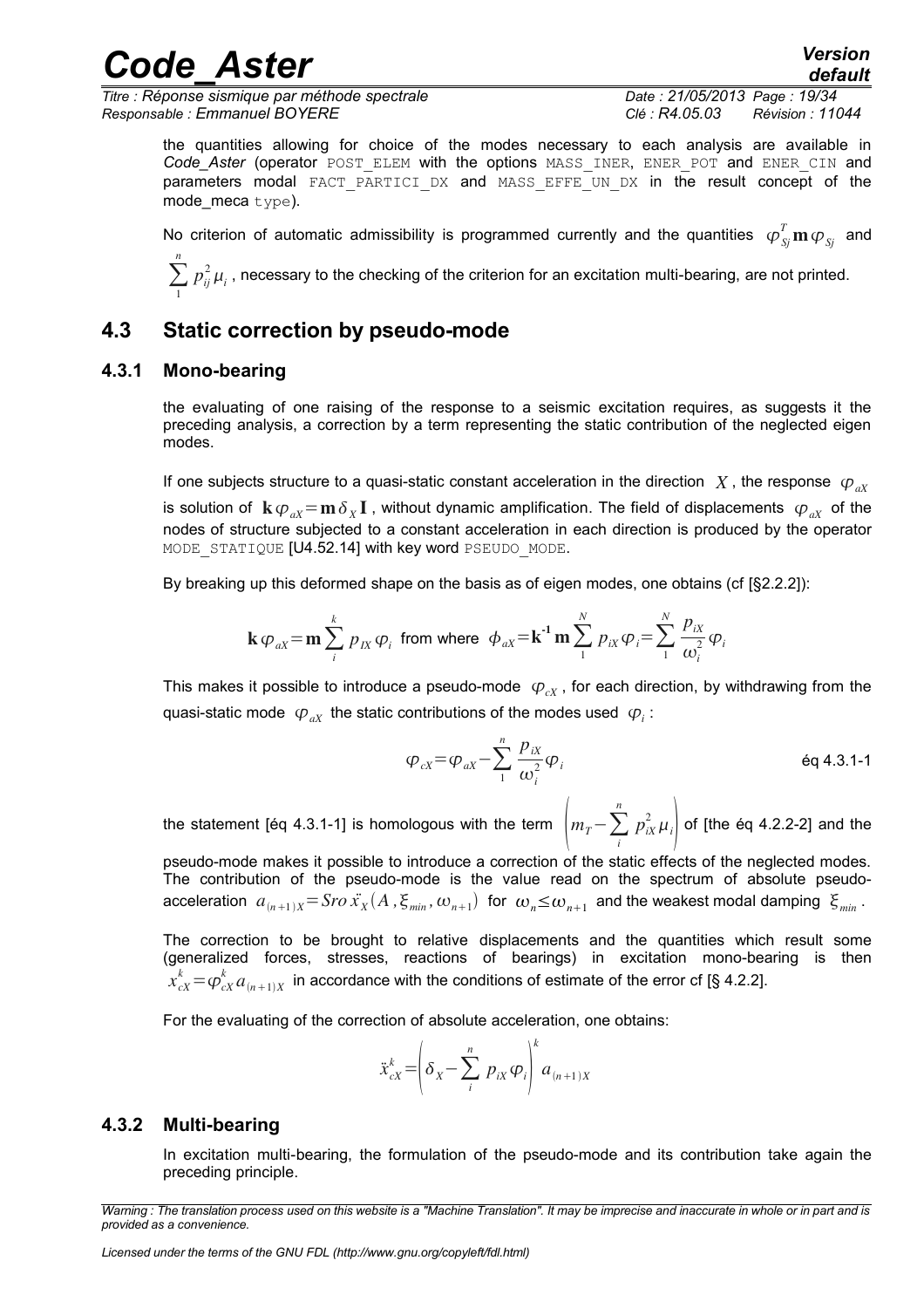the quantities allowing for choice of the modes necessary to each analysis are available in *Code_Aster* (operator POST_ELEM with the options MASS_INER, ENER_POT and ENER_CIN and parameters modal FACT_PARTICI_DX and MASS_EFFE_UN_DX in the result concept of the mode_meca type).

No criterion of automatic admissibility is programmed currently and the quantities $\varphi_{Sj}^{T}\mathbf{m}\varphi_{Sj}$ and $\sum_{1}^{n} p_{ij}^{2}\mu_i$, necessary to the checking of the criterion for an excitation multi-bearing, are not printed.

## 4.3 Static correction by pseudo-mode

### 4.3.1 Mono-bearing

the evaluating of one raising of the response to a seismic excitation requires, as suggests it the preceding analysis, a correction by a term representing the static contribution of the neglected eigen modes.

If one subjects structure to a quasi-static constant acceleration in the direction $X$, the response $\varphi_{aX}$ is solution of $\mathbf{k}\varphi_{aX}=\mathbf{m}\delta_X\mathbf{I}$, without dynamic amplification. The field of displacements $\varphi_{aX}$ of the nodes of structure subjected to a constant acceleration in each direction is produced by the operator MODE_STATIQUE [U4.52.14] with key word PSEUDO_MODE.

By breaking up this deformed shape on the basis as of eigen modes, one obtains (cf [§2.2.2]):

$$\mathbf{k}\varphi_{aX}=\mathbf{m}\sum_{i}^{k} p_{IX}\varphi_i \text{ from where } \phi_{aX}=\mathbf{k}^{-1}\mathbf{m}\sum_{1}^{N} p_{iX}\varphi_i=\sum_{1}^{N}\frac{p_{iX}}{\omega_i^2}\varphi_i$$

This makes it possible to introduce a pseudo-mode $\varphi_{cX}$, for each direction, by withdrawing from the quasi-static mode $\varphi_{aX}$ the static contributions of the modes used $\varphi_i$:

$$\varphi_{cX}=\varphi_{aX}-\sum_{1}^{n}\frac{p_{iX}}{\omega_i^2}\varphi_i \qquad \text{éq 4.3.1-1}$$

the statement [éq 4.3.1-1] is homologous with the term $\left(m_T-\sum_{i}^{n} p_{iX}^{2}\mu_i\right)$ of [the éq 4.2.2-2] and the pseudo-mode makes it possible to introduce a correction of the static effects of the neglected modes. The contribution of the pseudo-mode is the value read on the spectrum of absolute pseudo-acceleration $a_{(n+1)X}=Sro\,\ddot{x}_X(A,\xi_{min},\omega_{n+1})$ for $\omega_n\leq\omega_{n+1}$ and the weakest modal damping $\xi_{min}$.

The correction to be brought to relative displacements and the quantities which result some (generalized forces, stresses, reactions of bearings) in excitation mono-bearing is then $x_{cX}^{k}=\varphi_{cX}^{k}\,a_{(n+1)X}$ in accordance with the conditions of estimate of the error cf [§ 4.2.2].

For the evaluating of the correction of absolute acceleration, one obtains:

$$\ddot{x}_{cX}^{k}=\left(\delta_X-\sum_{i}^{n} p_{iX}\varphi_i\right)^{k} a_{(n+1)X}$$

### 4.3.2 Multi-bearing

In excitation multi-bearing, the formulation of the pseudo-mode and its contribution take again the preceding principle.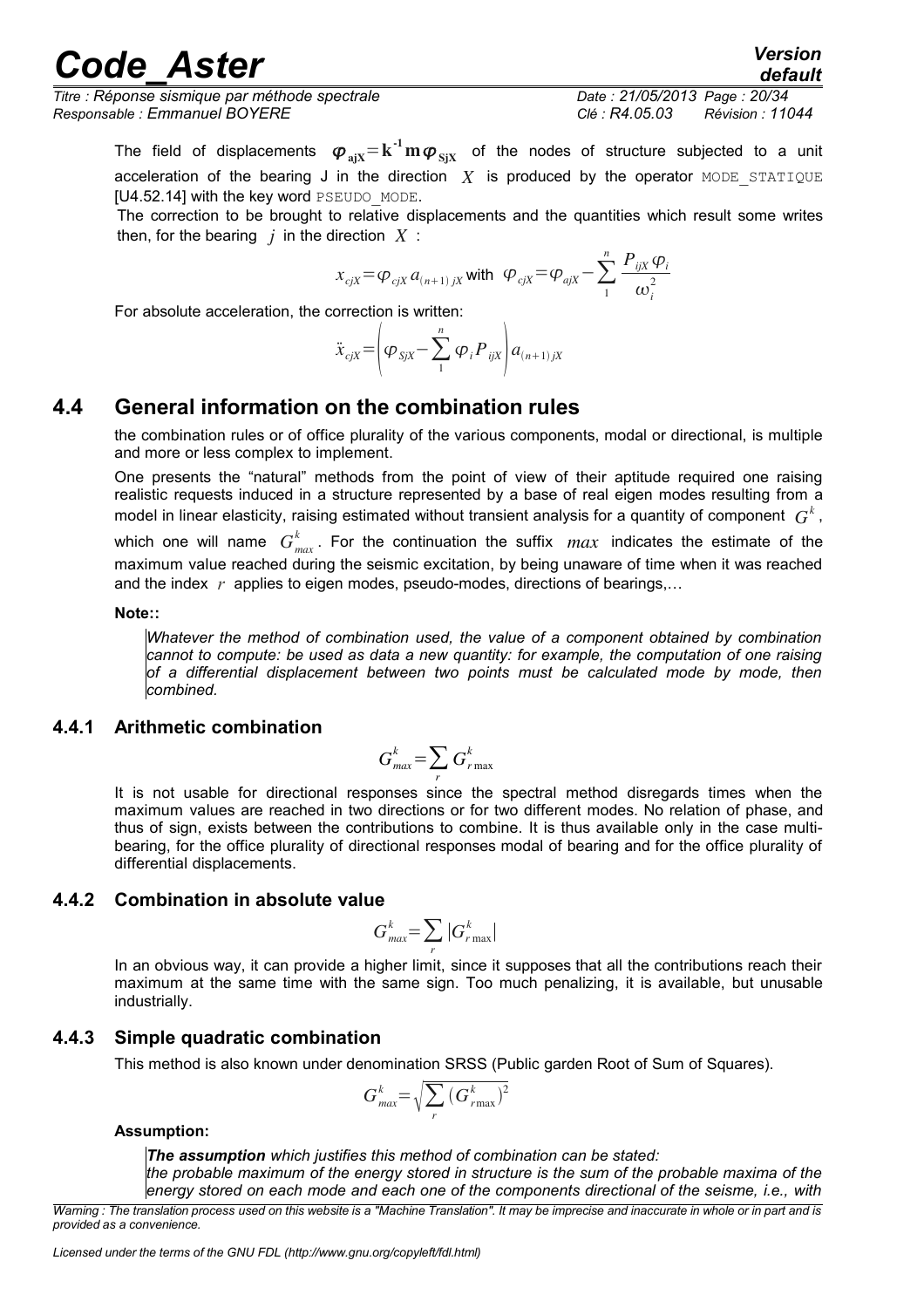The field of displacements $\boldsymbol{\varphi}_{\mathbf{ajX}}=\mathbf{k}^{\mathbf{-1}}\mathbf{m}\boldsymbol{\varphi}_{\mathbf{SjX}}$ of the nodes of structure subjected to a unit acceleration of the bearing J in the direction $X$ is produced by the operator MODE_STATIQUE [U4.52.14] with the key word PSEUDO_MODE.

The correction to be brought to relative displacements and the quantities which result some writes then, for the bearing $j$ in the direction $X$ :

$$x_{cjX}=\varphi_{cjX}\,a_{(n+1)\,jX} \text{ with } \varphi_{cjX}=\varphi_{ajX}-\sum_{1}^{n}\frac{P_{ijX}\,\varphi_i}{\omega_i^2}$$

For absolute acceleration, the correction is written:

$$\ddot{x}_{cjX}=\left(\varphi_{SjX}-\sum_{1}^{n}\varphi_i P_{ijX}\right)a_{(n+1)\,jX}$$

## 4.4 General information on the combination rules

the combination rules or of office plurality of the various components, modal or directional, is multiple and more or less complex to implement.

One presents the "natural" methods from the point of view of their aptitude required one raising realistic requests induced in a structure represented by a base of real eigen modes resulting from a model in linear elasticity, raising estimated without transient analysis for a quantity of component $G^k$, which one will name $G^k_{max}$. For the continuation the suffix $max$ indicates the estimate of the maximum value reached during the seismic excitation, by being unaware of time when it was reached and the index $r$ applies to eigen modes, pseudo-modes, directions of bearings,…

**Note::**

*Whatever the method of combination used, the value of a component obtained by combination cannot to compute: be used as data a new quantity: for example, the computation of one raising of a differential displacement between two points must be calculated mode by mode, then combined.*

### 4.4.1 Arithmetic combination

$$G^k_{max}=\sum_r G^k_{r\max}$$

It is not usable for directional responses since the spectral method disregards times when the maximum values are reached in two directions or for two different modes. No relation of phase, and thus of sign, exists between the contributions to combine. It is thus available only in the case multi-bearing, for the office plurality of directional responses modal of bearing and for the office plurality of differential displacements.

### 4.4.2 Combination in absolute value

$$G^k_{max}=\sum_r |G^k_{r\max}|$$

In an obvious way, it can provide a higher limit, since it supposes that all the contributions reach their maximum at the same time with the same sign. Too much penalizing, it is available, but unusable industrially.

### 4.4.3 Simple quadratic combination

This method is also known under denomination SRSS (Public garden Root of Sum of Squares).

$$G^k_{max}=\sqrt{\sum_r (G^k_{r\max})^2}$$

**Assumption:**

***The assumption*** *which justifies this method of combination can be stated:*
*the probable maximum of the energy stored in structure is the sum of the probable maxima of the energy stored on each mode and each one of the components directional of the seisme, i.e., with*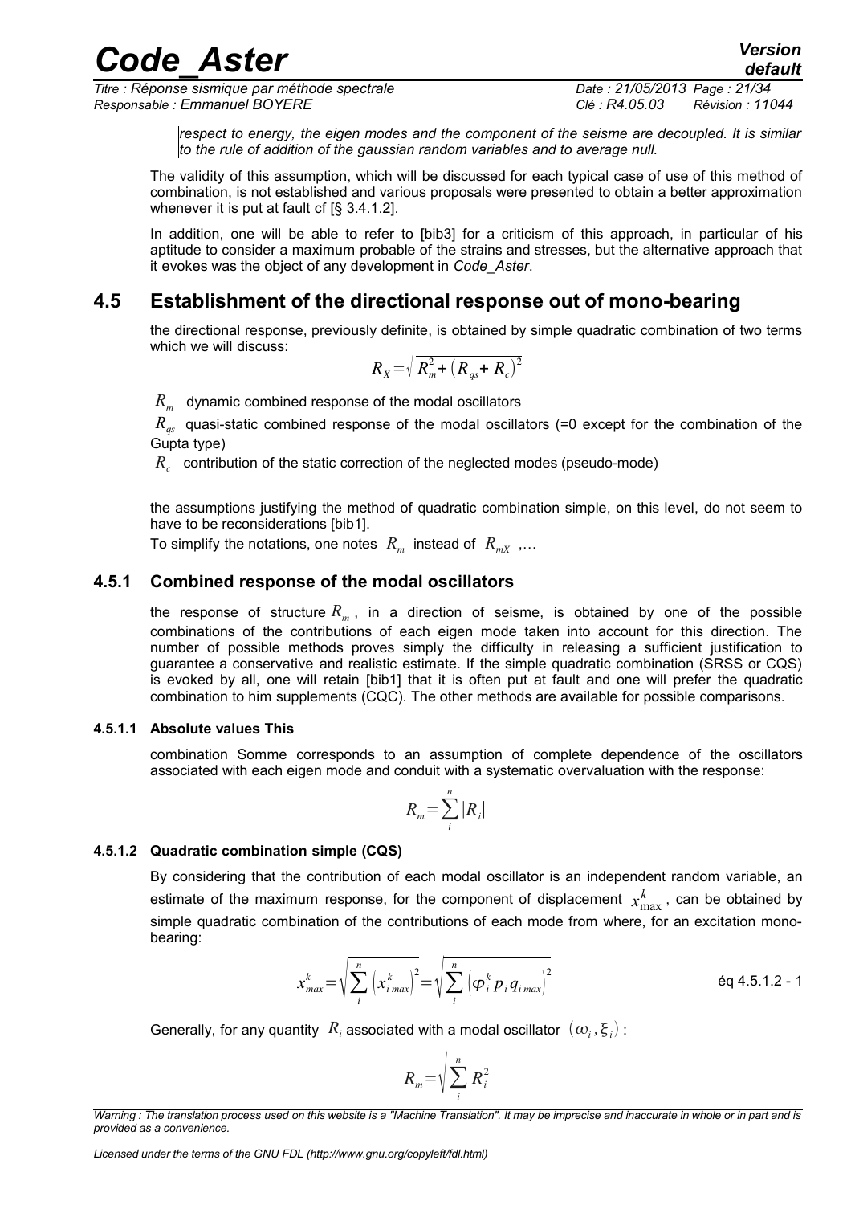*respect to energy, the eigen modes and the component of the seisme are decoupled. It is similar to the rule of addition of the gaussian random variables and to average null.*

The validity of this assumption, which will be discussed for each typical case of use of this method of combination, is not established and various proposals were presented to obtain a better approximation whenever it is put at fault cf [§ 3.4.1.2].

In addition, one will be able to refer to [bib3] for a criticism of this approach, in particular of his aptitude to consider a maximum probable of the strains and stresses, but the alternative approach that it evokes was the object of any development in *Code_Aster*.

## 4.5 Establishment of the directional response out of mono-bearing

the directional response, previously definite, is obtained by simple quadratic combination of two terms which we will discuss:

$$R_X = \sqrt{R_m^2 + \left(R_{qs} + R_c\right)^2}$$

$R_m$ dynamic combined response of the modal oscillators

$R_{qs}$ quasi-static combined response of the modal oscillators (=0 except for the combination of the Gupta type)

$R_c$ contribution of the static correction of the neglected modes (pseudo-mode)

the assumptions justifying the method of quadratic combination simple, on this level, do not seem to have to be reconsiderations [bib1].

To simplify the notations, one notes $R_m$ instead of $R_{mX}$ ,…

### 4.5.1 Combined response of the modal oscillators

the response of structure $R_m$, in a direction of seisme, is obtained by one of the possible combinations of the contributions of each eigen mode taken into account for this direction. The number of possible methods proves simply the difficulty in releasing a sufficient justification to guarantee a conservative and realistic estimate. If the simple quadratic combination (SRSS or CQS) is evoked by all, one will retain [bib1] that it is often put at fault and one will prefer the quadratic combination to him supplements (CQC). The other methods are available for possible comparisons.

#### 4.5.1.1 Absolute values This

combination Somme corresponds to an assumption of complete dependence of the oscillators associated with each eigen mode and conduit with a systematic overvaluation with the response:

$$R_m = \sum_i^n |R_i|$$

#### 4.5.1.2 Quadratic combination simple (CQS)

By considering that the contribution of each modal oscillator is an independent random variable, an estimate of the maximum response, for the component of displacement $x_{\max}^k$, can be obtained by simple quadratic combination of the contributions of each mode from where, for an excitation mono-bearing:

$$x_{max}^k = \sqrt{\sum_i^n \left(x_{i\,max}^k\right)^2} = \sqrt{\sum_i^n \left(\varphi_i^k\, p_i\, q_{i\,max}\right)^2} \qquad \text{éq 4.5.1.2 - 1}$$

Generally, for any quantity $R_i$ associated with a modal oscillator $(\omega_i, \xi_i)$ :

$$R_m = \sqrt{\sum_i^n R_i^2}$$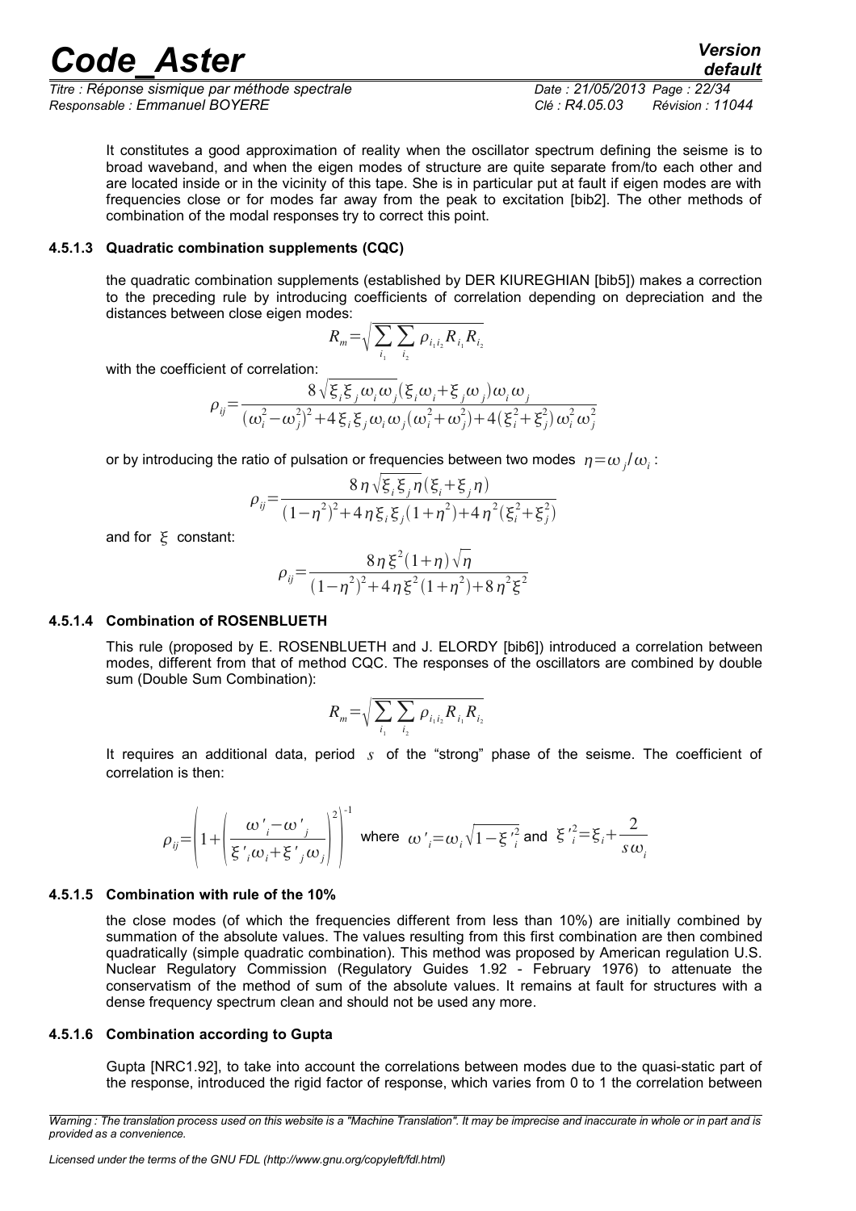It constitutes a good approximation of reality when the oscillator spectrum defining the seisme is to broad waveband, and when the eigen modes of structure are quite separate from/to each other and are located inside or in the vicinity of this tape. She is in particular put at fault if eigen modes are with frequencies close or for modes far away from the peak to excitation [bib2]. The other methods of combination of the modal responses try to correct this point.

#### 4.5.1.3 Quadratic combination supplements (CQC)

the quadratic combination supplements (established by DER KIUREGHIAN [bib5]) makes a correction to the preceding rule by introducing coefficients of correlation depending on depreciation and the distances between close eigen modes:

$$R_m = \sqrt{\sum_{i_1} \sum_{i_2} \rho_{i_1 i_2} R_{i_1} R_{i_2}}$$

with the coefficient of correlation:

$$\rho_{ij} = \frac{8\sqrt{\xi_i \xi_j \omega_i \omega_j}(\xi_i \omega_i + \xi_j \omega_j)\omega_i \omega_j}{(\omega_i^2 - \omega_j^2)^2 + 4\xi_i \xi_j \omega_i \omega_j(\omega_i^2 + \omega_j^2) + 4(\xi_i^2 + \xi_j^2)\omega_i^2 \omega_j^2}$$

or by introducing the ratio of pulsation or frequencies between two modes $\eta = \omega_j / \omega_i$:

$$\rho_{ij} = \frac{8\eta\sqrt{\xi_i \xi_j \eta}(\xi_i + \xi_j \eta)}{(1-\eta^2)^2 + 4\eta \xi_i \xi_j (1+\eta^2) + 4\eta^2(\xi_i^2 + \xi_j^2)}$$

and for $\xi$ constant:

$$\rho_{ij} = \frac{8\eta \xi^2 (1+\eta)\sqrt{\eta}}{(1-\eta^2)^2 + 4\eta \xi^2 (1+\eta^2) + 8\eta^2 \xi^2}$$

#### 4.5.1.4 Combination of ROSENBLUETH

This rule (proposed by E. ROSENBLUETH and J. ELORDY [bib6]) introduced a correlation between modes, different from that of method CQC. The responses of the oscillators are combined by double sum (Double Sum Combination):

$$R_m = \sqrt{\sum_{i_1} \sum_{i_2} \rho_{i_1 i_2} R_{i_1} R_{i_2}}$$

It requires an additional data, period $s$ of the "strong" phase of the seisme. The coefficient of correlation is then:

$$\rho_{ij} = \left(1 + \left(\frac{\omega'_i - \omega'_j}{\xi'_i \omega_i + \xi'_j \omega_j}\right)^2\right)^{-1} \quad \text{where } \omega'_i = \omega_i \sqrt{1 - \xi'^2_i} \text{ and } \xi'^2_i = \xi_i + \frac{2}{s\omega_i}$$

#### 4.5.1.5 Combination with rule of the 10%

the close modes (of which the frequencies different from less than 10%) are initially combined by summation of the absolute values. The values resulting from this first combination are then combined quadratically (simple quadratic combination). This method was proposed by American regulation U.S. Nuclear Regulatory Commission (Regulatory Guides 1.92 - February 1976) to attenuate the conservatism of the method of sum of the absolute values. It remains at fault for structures with a dense frequency spectrum clean and should not be used any more.

#### 4.5.1.6 Combination according to Gupta

Gupta [NRC1.92], to take into account the correlations between modes due to the quasi-static part of the response, introduced the rigid factor of response, which varies from 0 to 1 the correlation between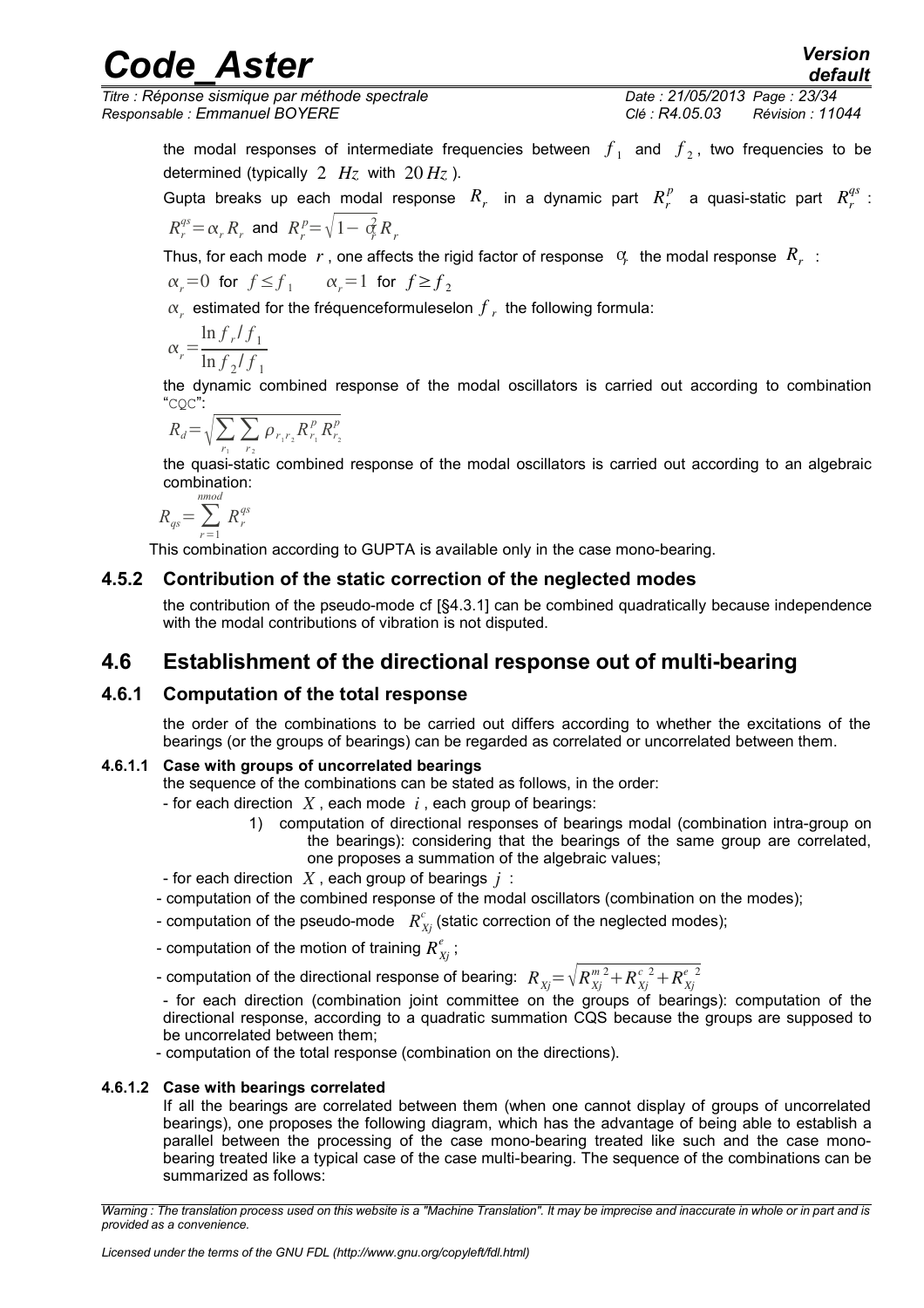the modal responses of intermediate frequencies between $f_1$ and $f_2$, two frequencies to be determined (typically $2\ Hz$ with $20\ Hz$).

Gupta breaks up each modal response $R_r$ in a dynamic part $R_r^p$ a quasi-static part $R_r^{qs}$:

$R_r^{qs} = \alpha_r R_r$ and $R_r^p = \sqrt{1-\alpha_r^2} R_r$

Thus, for each mode $r$, one affects the rigid factor of response $\alpha_r$ the modal response $R_r$:

$\alpha_r = 0$ for $f \le f_1$ $\quad \alpha_r = 1$ for $f \ge f_2$

$\alpha_r$ estimated for the fréquenceformuleselon $f_r$ the following formula:

$$\alpha_r = \frac{\ln f_r / f_1}{\ln f_2 / f_1}$$

the dynamic combined response of the modal oscillators is carried out according to combination "CQC":

$$R_d = \sqrt{\sum_{r_1} \sum_{r_2} \rho_{r_1 r_2} R_{r_1}^p R_{r_2}^p}$$

the quasi-static combined response of the modal oscillators is carried out according to an algebraic combination:

$$R_{qs} = \sum_{r=1}^{nmod} R_r^{qs}$$

This combination according to GUPTA is available only in the case mono-bearing.

### 4.5.2 Contribution of the static correction of the neglected modes

the contribution of the pseudo-mode cf [§4.3.1] can be combined quadratically because independence with the modal contributions of vibration is not disputed.

## 4.6 Establishment of the directional response out of multi-bearing

### 4.6.1 Computation of the total response

the order of the combinations to be carried out differs according to whether the excitations of the bearings (or the groups of bearings) can be regarded as correlated or uncorrelated between them.

#### 4.6.1.1 Case with groups of uncorrelated bearings

the sequence of the combinations can be stated as follows, in the order:

- for each direction $X$, each mode $i$, each group of bearings:
  1) computation of directional responses of bearings modal (combination intra-group on the bearings): considering that the bearings of the same group are correlated, one proposes a summation of the algebraic values;
- for each direction $X$, each group of bearings $j$:
- computation of the combined response of the modal oscillators (combination on the modes);
- computation of the pseudo-mode $R_{Xj}^c$ (static correction of the neglected modes);
- computation of the motion of training $R_{Xj}^e$;
- computation of the directional response of bearing: $R_{Xj} = \sqrt{R_{Xj}^{m\,2} + R_{Xj}^{c\,2} + R_{Xj}^{e\,2}}$
- for each direction (combination joint committee on the groups of bearings): computation of the directional response, according to a quadratic summation CQS because the groups are supposed to be uncorrelated between them;
- computation of the total response (combination on the directions).

#### 4.6.1.2 Case with bearings correlated

If all the bearings are correlated between them (when one cannot display of groups of uncorrelated bearings), one proposes the following diagram, which has the advantage of being able to establish a parallel between the processing of the case mono-bearing treated like such and the case mono-bearing treated like a typical case of the case multi-bearing. The sequence of the combinations can be summarized as follows: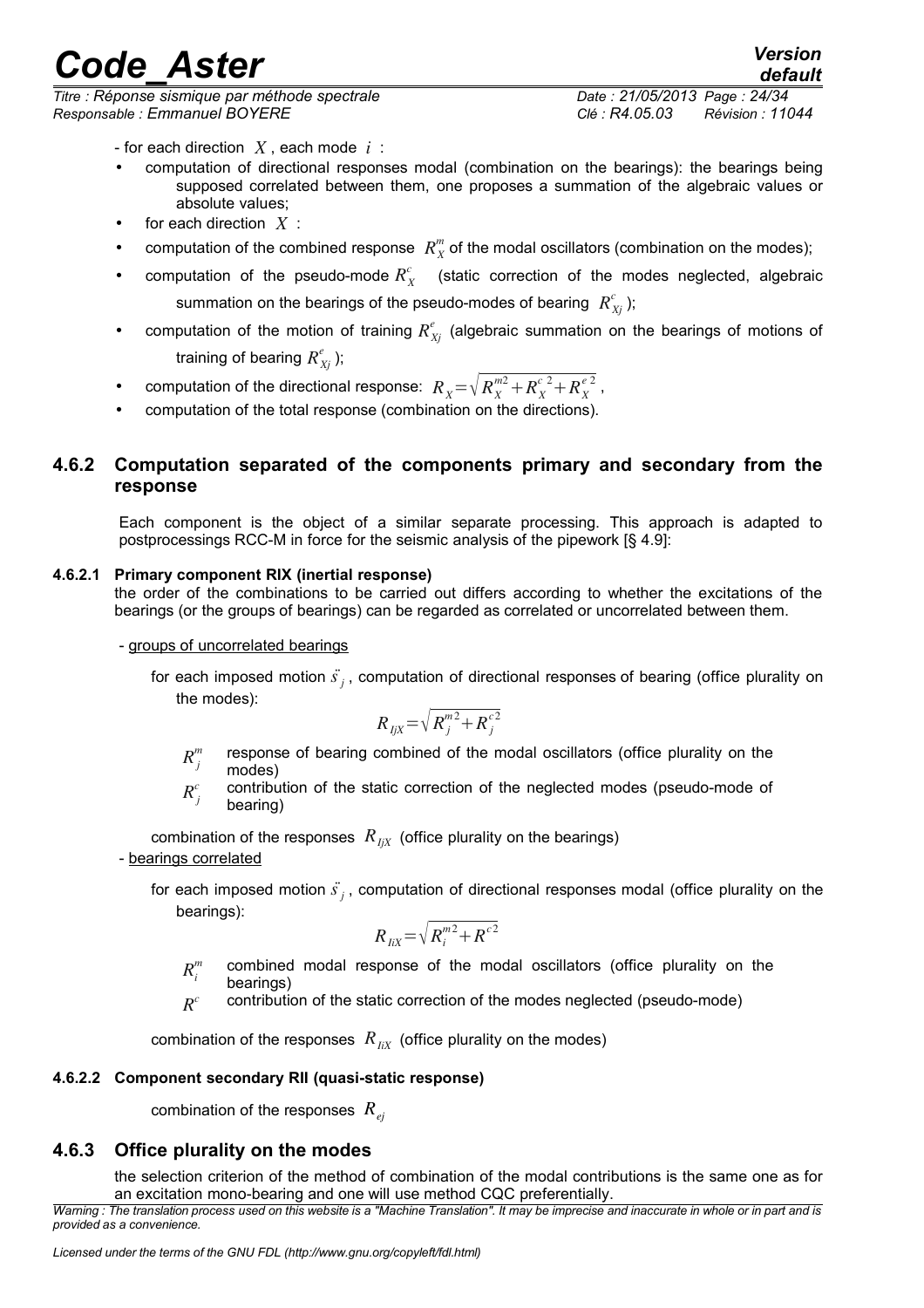- for each direction $X$, each mode $i$ :

- computation of directional responses modal (combination on the bearings): the bearings being supposed correlated between them, one proposes a summation of the algebraic values or absolute values;
- for each direction $X$ :
- computation of the combined response $R_X^m$ of the modal oscillators (combination on the modes);
- computation of the pseudo-mode $R_X^c$ (static correction of the modes neglected, algebraic summation on the bearings of the pseudo-modes of bearing $R_{Xj}^c$ );
- computation of the motion of training $R_{Xj}^e$ (algebraic summation on the bearings of motions of training of bearing $R_{Xj}^e$ );
- computation of the directional response: $R_X = \sqrt{R_X^{m2} + R_X^{c\,2} + R_X^{e\,2}}$ ,
- computation of the total response (combination on the directions).

### 4.6.2 Computation separated of the components primary and secondary from the response

Each component is the object of a similar separate processing. This approach is adapted to postprocessings RCC-M in force for the seismic analysis of the pipework [§ 4.9]:

#### 4.6.2.1 Primary component RIX (inertial response)

the order of the combinations to be carried out differs according to whether the excitations of the bearings (or the groups of bearings) can be regarded as correlated or uncorrelated between them.

- groups of uncorrelated bearings

for each imposed motion $\ddot{s}_j$, computation of directional responses of bearing (office plurality on the modes):

$$R_{IjX} = \sqrt{R_j^{m2} + R_j^{c2}}$$

$R_j^m$ response of bearing combined of the modal oscillators (office plurality on the modes)

$R_j^c$ contribution of the static correction of the neglected modes (pseudo-mode of bearing)

combination of the responses $R_{IjX}$ (office plurality on the bearings)

- bearings correlated

for each imposed motion $\ddot{s}_j$, computation of directional responses modal (office plurality on the bearings):

$$R_{IiX} = \sqrt{R_i^{m2} + R^{c2}}$$

$R_i^m$ combined modal response of the modal oscillators (office plurality on the bearings)

$R^c$ contribution of the static correction of the modes neglected (pseudo-mode)

combination of the responses $R_{IiX}$ (office plurality on the modes)

#### 4.6.2.2 Component secondary RII (quasi-static response)

combination of the responses $R_{ej}$

### 4.6.3 Office plurality on the modes

the selection criterion of the method of combination of the modal contributions is the same one as for an excitation mono-bearing and one will use method CQC preferentially.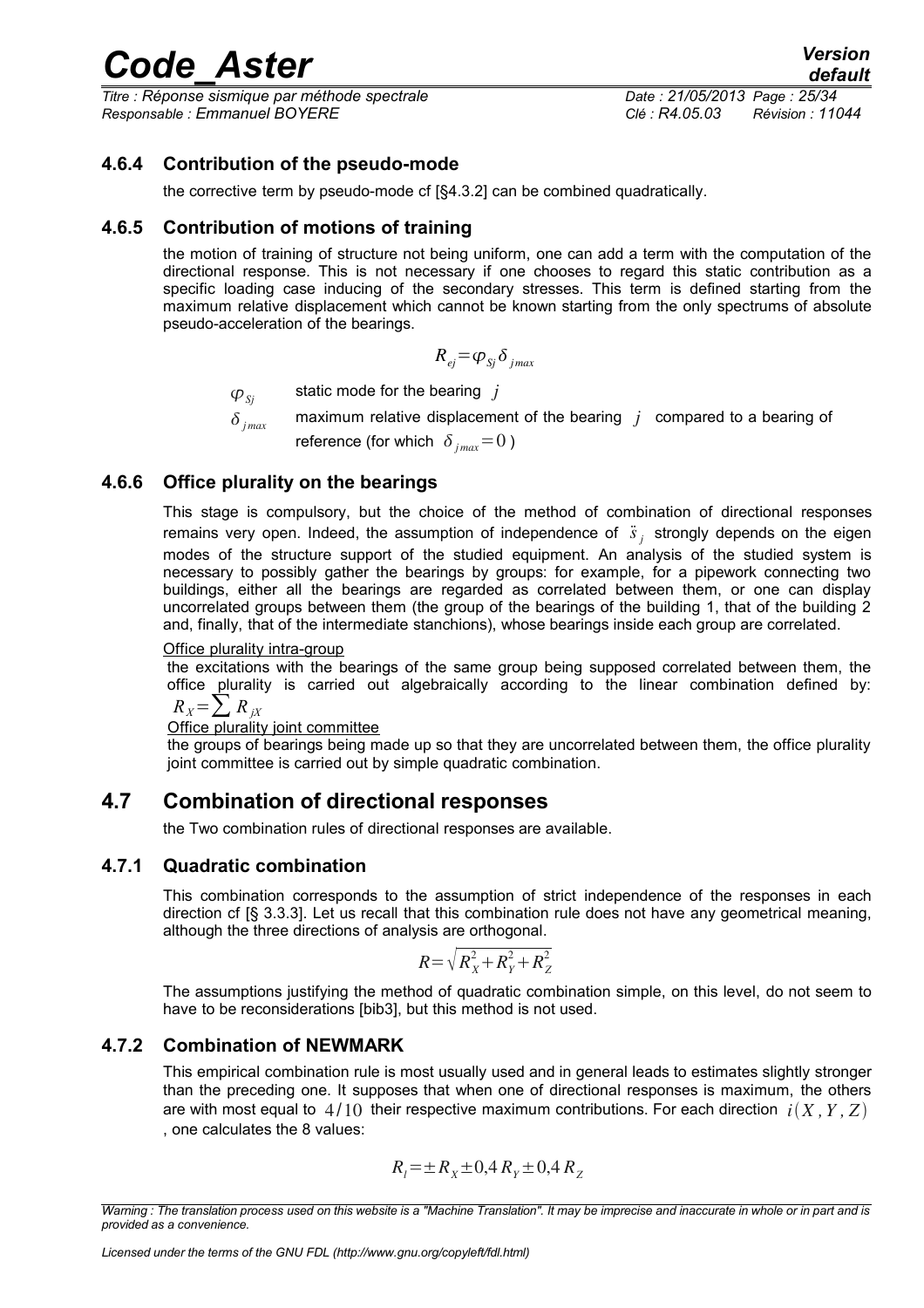### 4.6.4 Contribution of the pseudo-mode

the corrective term by pseudo-mode cf [§4.3.2] can be combined quadratically.

### 4.6.5 Contribution of motions of training

the motion of training of structure not being uniform, one can add a term with the computation of the directional response. This is not necessary if one chooses to regard this static contribution as a specific loading case inducing of the secondary stresses. This term is defined starting from the maximum relative displacement which cannot be known starting from the only spectrums of absolute pseudo-acceleration of the bearings.

$$R_{ej}=\varphi_{Sj}\delta_{jmax}$$

$\varphi_{Sj}$ static mode for the bearing $j$

$\delta_{jmax}$ maximum relative displacement of the bearing $j$ compared to a bearing of reference (for which $\delta_{jmax}=0$ )

### 4.6.6 Office plurality on the bearings

This stage is compulsory, but the choice of the method of combination of directional responses remains very open. Indeed, the assumption of independence of $\ddot{s}_j$ strongly depends on the eigen modes of the structure support of the studied equipment. An analysis of the studied system is necessary to possibly gather the bearings by groups: for example, for a pipework connecting two buildings, either all the bearings are regarded as correlated between them, or one can display uncorrelated groups between them (the group of the bearings of the building 1, that of the building 2 and, finally, that of the intermediate stanchions), whose bearings inside each group are correlated.

Office plurality intra-group

the excitations with the bearings of the same group being supposed correlated between them, the office plurality is carried out algebraically according to the linear combination defined by: $R_X=\sum R_{jX}$

Office plurality joint committee

the groups of bearings being made up so that they are uncorrelated between them, the office plurality joint committee is carried out by simple quadratic combination.

## 4.7 Combination of directional responses

the Two combination rules of directional responses are available.

### 4.7.1 Quadratic combination

This combination corresponds to the assumption of strict independence of the responses in each direction cf [§ 3.3.3]. Let us recall that this combination rule does not have any geometrical meaning, although the three directions of analysis are orthogonal.

$$R=\sqrt{R_X^2+R_Y^2+R_Z^2}$$

The assumptions justifying the method of quadratic combination simple, on this level, do not seem to have to be reconsiderations [bib3], but this method is not used.

### 4.7.2 Combination of NEWMARK

This empirical combination rule is most usually used and in general leads to estimates slightly stronger than the preceding one. It supposes that when one of directional responses is maximum, the others are with most equal to $4/10$ their respective maximum contributions. For each direction $i(X,Y,Z)$ , one calculates the 8 values:

$$R_l=\pm R_X\pm 0{,}4\,R_Y\pm 0{,}4\,R_Z$$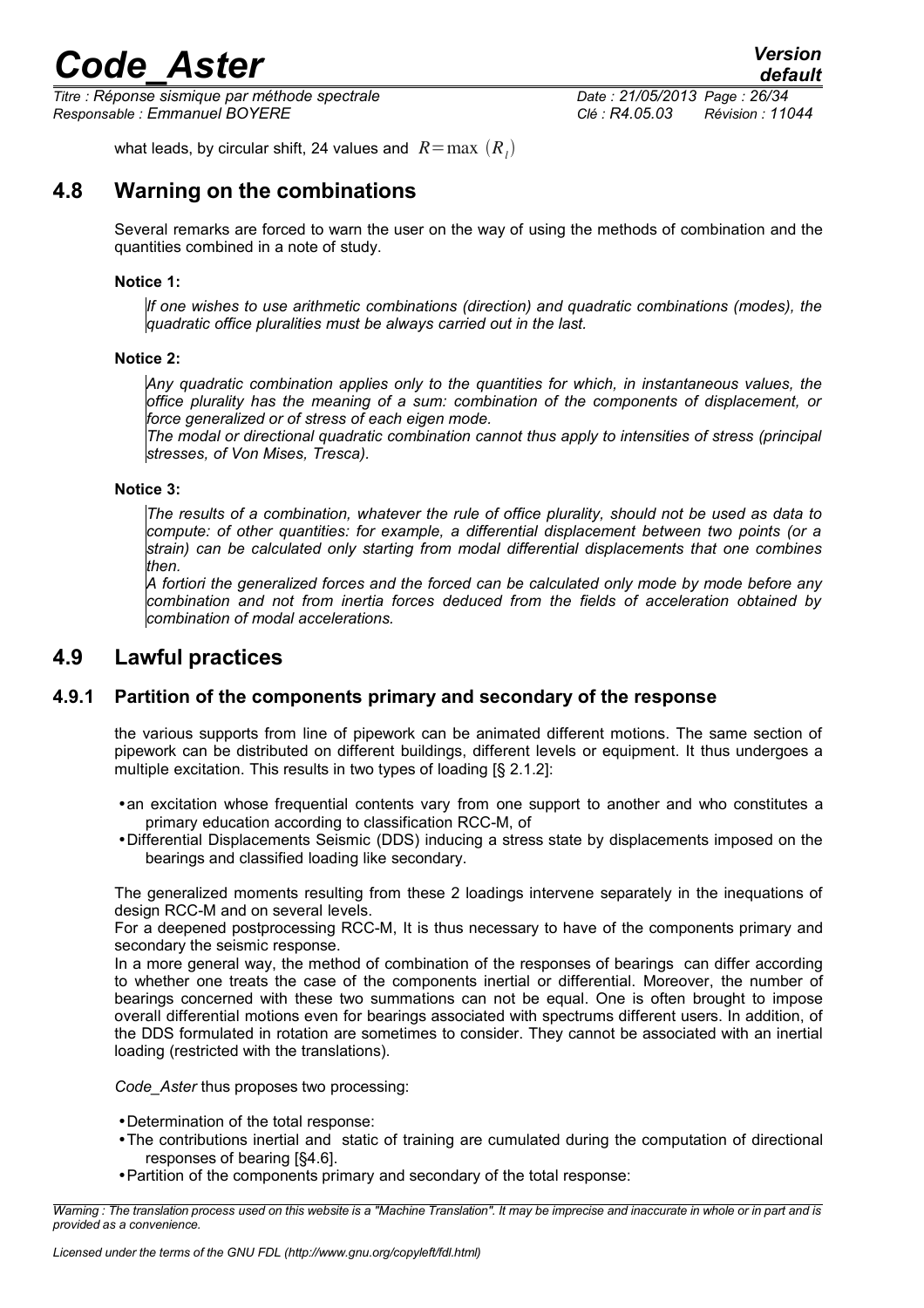what leads, by circular shift, 24 values and $R=\max\ (R_i)$

## 4.8 Warning on the combinations

Several remarks are forced to warn the user on the way of using the methods of combination and the quantities combined in a note of study.

**Notice 1:**

*If one wishes to use arithmetic combinations (direction) and quadratic combinations (modes), the quadratic office pluralities must be always carried out in the last.*

**Notice 2:**

*Any quadratic combination applies only to the quantities for which, in instantaneous values, the office plurality has the meaning of a sum: combination of the components of displacement, or force generalized or of stress of each eigen mode.*

*The modal or directional quadratic combination cannot thus apply to intensities of stress (principal stresses, of Von Mises, Tresca).*

**Notice 3:**

*The results of a combination, whatever the rule of office plurality, should not be used as data to compute: of other quantities: for example, a differential displacement between two points (or a strain) can be calculated only starting from modal differential displacements that one combines then.*

*A fortiori the generalized forces and the forced can be calculated only mode by mode before any combination and not from inertia forces deduced from the fields of acceleration obtained by combination of modal accelerations.*

## 4.9 Lawful practices

### 4.9.1 Partition of the components primary and secondary of the response

the various supports from line of pipework can be animated different motions. The same section of pipework can be distributed on different buildings, different levels or equipment. It thus undergoes a multiple excitation. This results in two types of loading [§ 2.1.2]:

- an excitation whose frequential contents vary from one support to another and who constitutes a primary education according to classification RCC-M, of
- Differential Displacements Seismic (DDS) inducing a stress state by displacements imposed on the bearings and classified loading like secondary.

The generalized moments resulting from these 2 loadings intervene separately in the inequations of design RCC-M and on several levels.

For a deepened postprocessing RCC-M, It is thus necessary to have of the components primary and secondary the seismic response.

In a more general way, the method of combination of the responses of bearings can differ according to whether one treats the case of the components inertial or differential. Moreover, the number of bearings concerned with these two summations can not be equal. One is often brought to impose overall differential motions even for bearings associated with spectrums different users. In addition, of the DDS formulated in rotation are sometimes to consider. They cannot be associated with an inertial loading (restricted with the translations).

*Code_Aster* thus proposes two processing:

- Determination of the total response:
- The contributions inertial and static of training are cumulated during the computation of directional responses of bearing [§4.6].
- Partition of the components primary and secondary of the total response: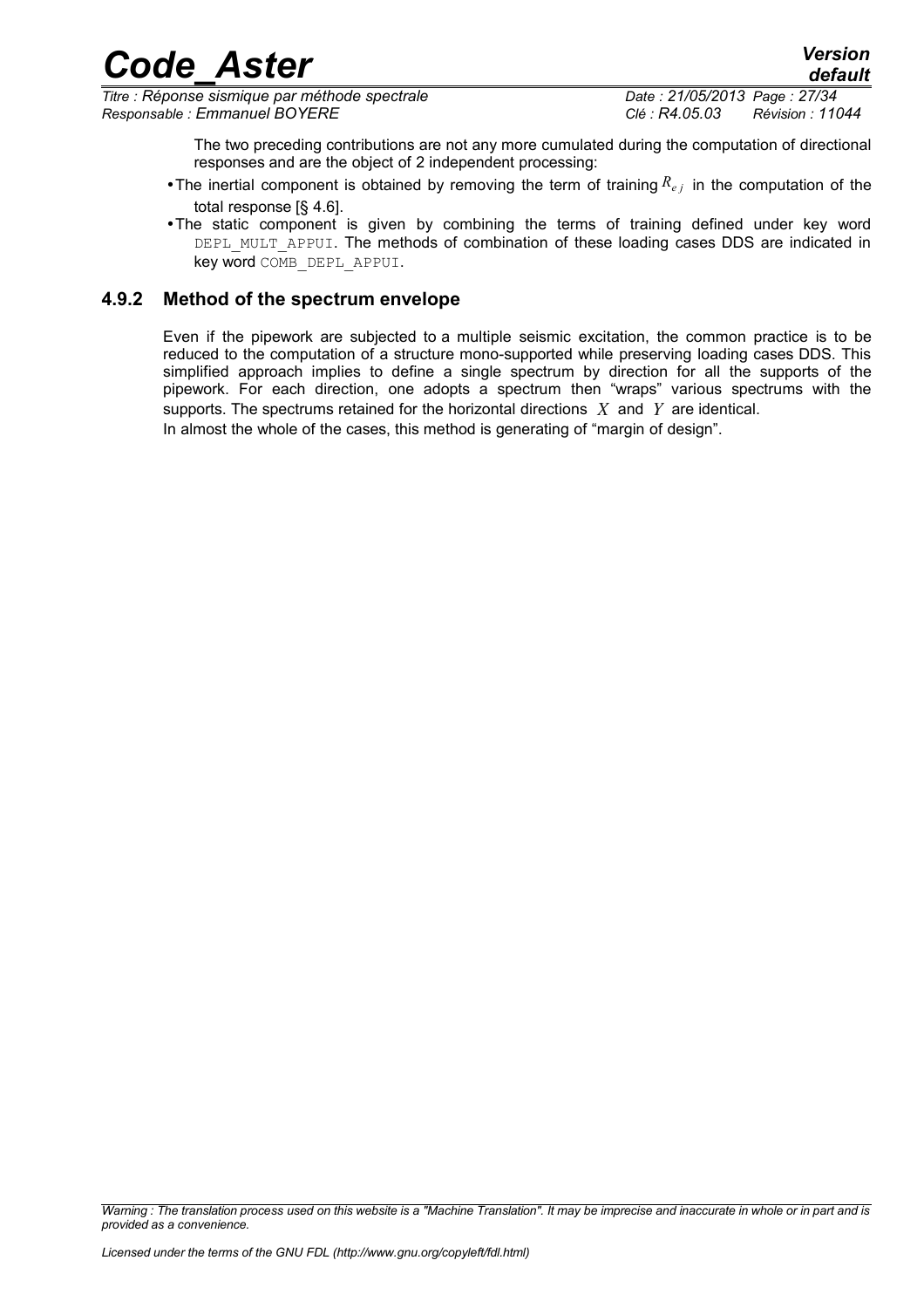The two preceding contributions are not any more cumulated during the computation of directional responses and are the object of 2 independent processing:

- The inertial component is obtained by removing the term of training $R_{ej}$ in the computation of the total response [§ 4.6].
- The static component is given by combining the terms of training defined under key word DEPL_MULT_APPUI. The methods of combination of these loading cases DDS are indicated in key word COMB_DEPL_APPUI.

### 4.9.2 Method of the spectrum envelope

Even if the pipework are subjected to a multiple seismic excitation, the common practice is to be reduced to the computation of a structure mono-supported while preserving loading cases DDS. This simplified approach implies to define a single spectrum by direction for all the supports of the pipework. For each direction, one adopts a spectrum then "wraps" various spectrums with the supports. The spectrums retained for the horizontal directions $X$ and $Y$ are identical.

In almost the whole of the cases, this method is generating of "margin of design".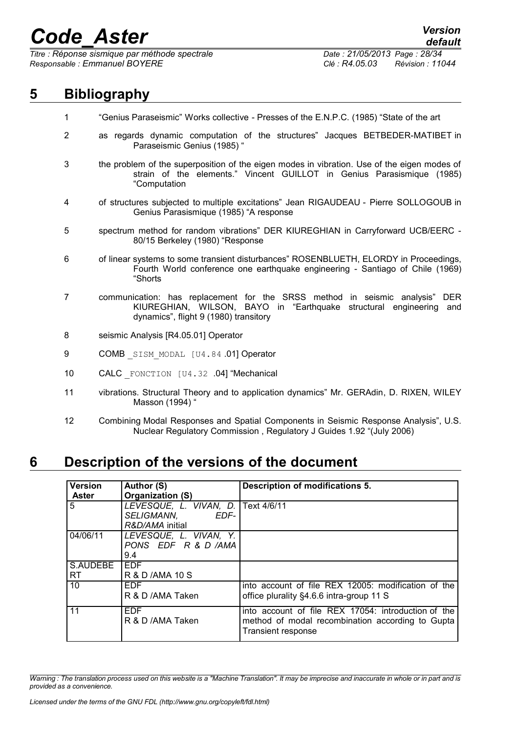# 5 Bibliography

1. "Genius Paraseismic" Works collective - Presses of the E.N.P.C. (1985) "State of the art
2. as regards dynamic computation of the structures" Jacques BETBEDER-MATIBET in Paraseismic Genius (1985) "
3. the problem of the superposition of the eigen modes in vibration. Use of the eigen modes of strain of the elements." Vincent GUILLOT in Genius Parasismique (1985) "Computation
4. of structures subjected to multiple excitations" Jean RIGAUDEAU - Pierre SOLLOGOUB in Genius Parasismique (1985) "A response
5. spectrum method for random vibrations" DER KIUREGHIAN in Carryforward UCB/EERC - 80/15 Berkeley (1980) "Response
6. of linear systems to some transient disturbances" ROSENBLUETH, ELORDY in Proceedings, Fourth World conference one earthquake engineering - Santiago of Chile (1969) "Shorts
7. communication: has replacement for the SRSS method in seismic analysis" DER KIUREGHIAN, WILSON, BAYO in "Earthquake structural engineering and dynamics", flight 9 (1980) transitory
8. seismic Analysis [R4.05.01] Operator
9. COMB _SISM_MODAL [U4.84 .01] Operator
10. CALC _FONCTION [U4.32 .04] "Mechanical
11. vibrations. Structural Theory and to application dynamics" Mr. GERAdin, D. RIXEN, WILEY Masson (1994) "
12. Combining Modal Responses and Spatial Components in Seismic Response Analysis", U.S. Nuclear Regulatory Commission , Regulatory J Guides 1.92 "(July 2006)

# 6 Description of the versions of the document

| Version Aster | Author (S) Organization (S) | Description of modifications 5. |
|---|---|---|
| 5 | *LEVESQUE, L. VIVAN, D. SELIGMANN, EDF-R&D/AMA* initial | Text 4/6/11 |
| 04/06/11 | *LEVESQUE, L. VIVAN, Y. PONS EDF R & D /AMA* 9.4 | |
| S.AUDEBE RT | EDF R & D /AMA 10 S | |
| 10 | EDF R & D /AMA Taken | into account of file REX 12005: modification of the office plurality §4.6.6 intra-group 11 S |
| 11 | EDF R & D /AMA Taken | into account of file REX 17054: introduction of the method of modal recombination according to Gupta Transient response |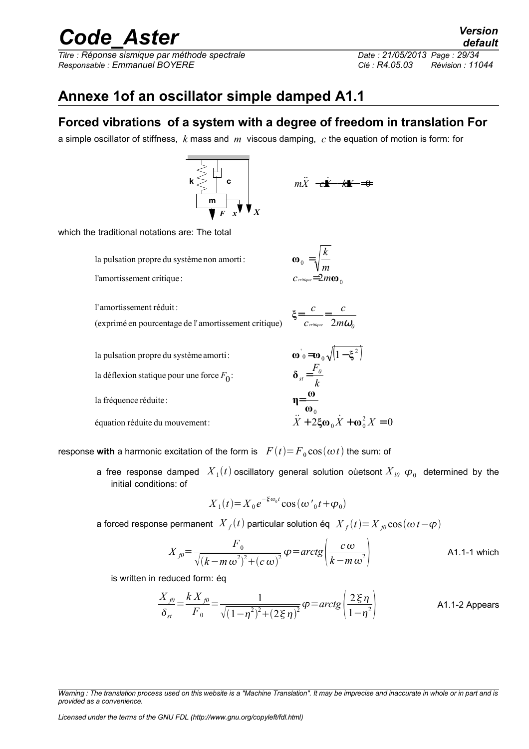## Annexe 1of an oscillator simple damped A1.1

### Forced vibrations of a system with a degree of freedom in translation For

a simple oscillator of stiffness, $k$ mass and $m$ viscous damping, $c$ the equation of motion is form: for

$$m\ddot{X} + c\dot{X} + kX = 0$$

which the traditional notations are: The total

la pulsation propre du système non amorti : $\omega_0 = \sqrt{\frac{k}{m}}$

l'amortissement critique : $c_{critique} = 2m\omega_0$

l'amortissement réduit :
(exprimé en pourcentage de l'amortissement critique) $\xi = \frac{c}{c_{critique}} = \frac{c}{2m\omega_0}$

la pulsation propre du système amorti : $\omega'_0 = \omega_0 \sqrt{(1-\xi^2)}$

la déflexion statique pour une force $F_0$ : $\delta_{st} = \frac{F_0}{k}$

la fréquence réduite : $\eta = \frac{\omega}{\omega_0}$

équation réduite du mouvement : $\ddot{X} + 2\xi\omega_0\dot{X} + \omega_0^2 X = 0$

response **with** a harmonic excitation of the form is $F(t) = F_0 \cos(\omega t)$ the sum: of

- a free response damped $X_1(t)$ oscillatory general solution oùetsont $X_{l0}$ $\varphi_0$ determined by the initial conditions: of

$$X_1(t) = X_0 e^{-\xi\omega_0 t} \cos(\omega'_0 t + \varphi_0)$$

a forced response permanent $X_f(t)$ particular solution éq $X_f(t) = X_{f0} \cos(\omega t - \varphi)$

$$X_{f0} = \frac{F_0}{\sqrt{(k - m\omega^2)^2 + (c\omega)^2}} \quad \varphi = arctg\left(\frac{c\omega}{k - m\omega^2}\right) \qquad \text{A1.1-1 which}$$

is written in reduced form: éq

$$\frac{X_{f0}}{\delta_{st}} = \frac{k X_{f0}}{F_0} = \frac{1}{\sqrt{(1-\eta^2)^2 + (2\xi\eta)^2}} \quad \varphi = arctg\left(\frac{2\xi\eta}{1-\eta^2}\right) \qquad \text{A1.1-2 Appears}$$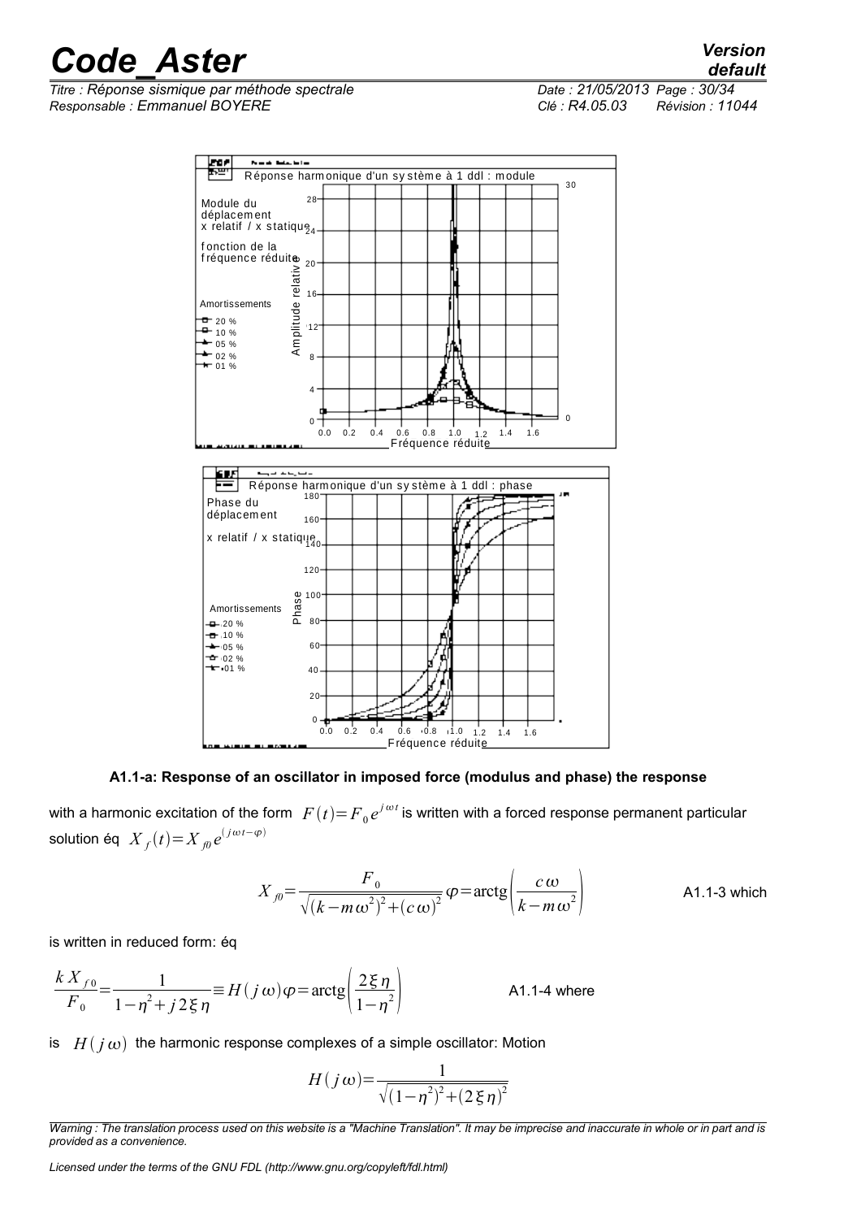**A1.1-a: Response of an oscillator in imposed force (modulus and phase) the response**

with a harmonic excitation of the form $F(t)=F_0 e^{j\omega t}$ is written with a forced response permanent particular solution éq $X_f(t)=X_{f0} e^{(j\omega t-\varphi)}$

$$X_{f0}=\frac{F_0}{\sqrt{(k-m\omega^2)^2+(c\omega)^2}}\quad\varphi=\operatorname{arctg}\left(\frac{c\omega}{k-m\omega^2}\right)$$

A1.1-3 which

is written in reduced form: éq

$$\frac{k X_{f0}}{F_0}=\frac{1}{1-\eta^2+j2\xi\eta}\equiv H(j\omega)\quad\varphi=\operatorname{arctg}\left(\frac{2\xi\eta}{1-\eta^2}\right)$$

A1.1-4 where

is $H(j\omega)$ the harmonic response complexes of a simple oscillator: Motion

$$H(j\omega)=\frac{1}{\sqrt{(1-\eta^2)^2+(2\xi\eta)^2}}$$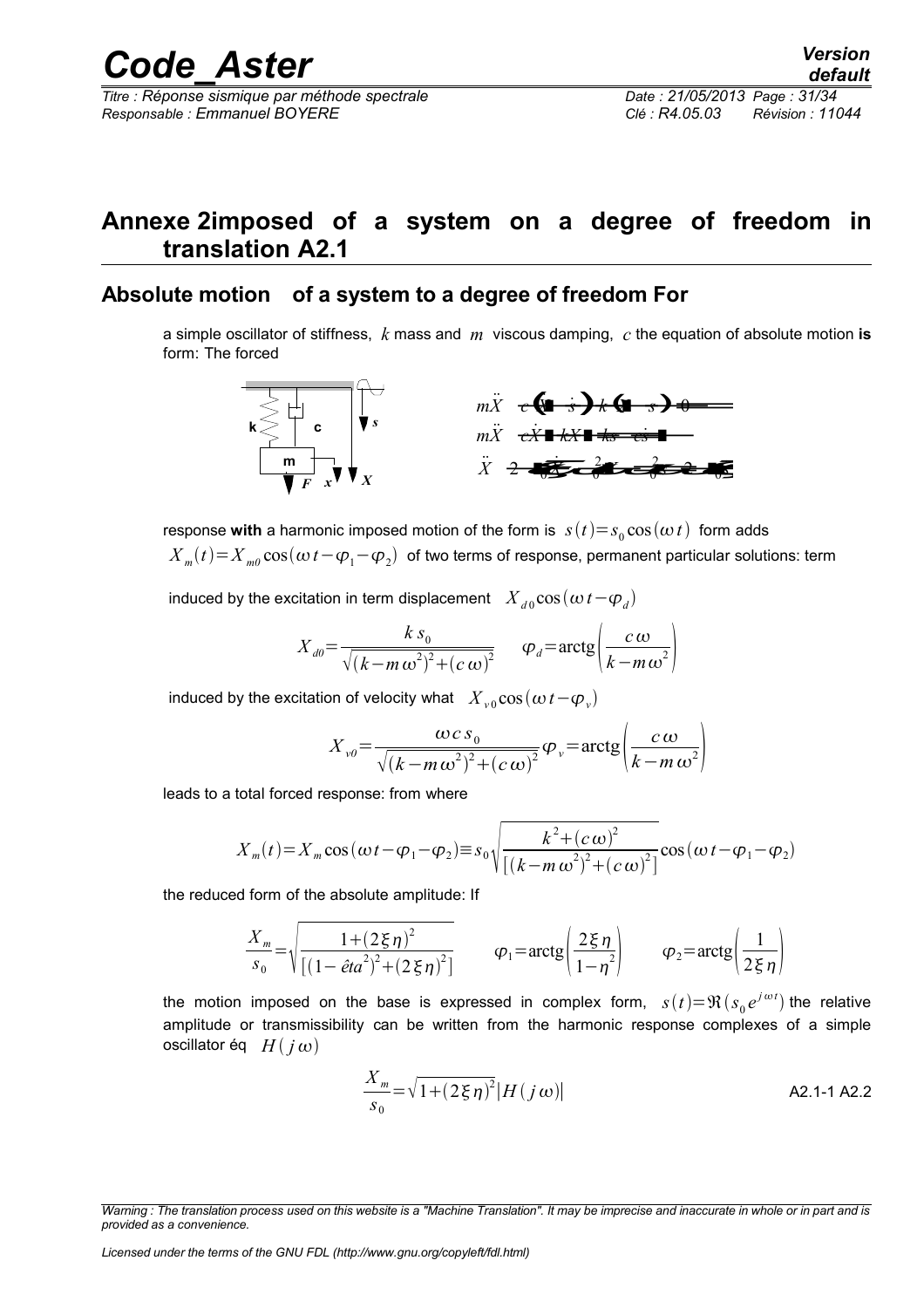# Annexe 2imposed of a system on a degree of freedom in translation A2.1

## Absolute motion of a system to a degree of freedom For

a simple oscillator of stiffness, $k$ mass and $m$ viscous damping, $c$ the equation of absolute motion **is** form: The forced

response **with** a harmonic imposed motion of the form is $s(t)=s_0\cos(\omega t)$ form adds $X_m(t)=X_{m0}\cos(\omega t-\varphi_1-\varphi_2)$ of two terms of response, permanent particular solutions: term

induced by the excitation in term displacement $X_{d0}\cos(\omega t-\varphi_d)$

$$X_{d0}=\frac{k\, s_0}{\sqrt{(k-m\,\omega^2)^2+(c\,\omega)^2}} \qquad \varphi_d=\text{arctg}\left(\frac{c\,\omega}{k-m\,\omega^2}\right)$$

induced by the excitation of velocity what $X_{v0}\cos(\omega t-\varphi_v)$

$$X_{v0}=\frac{\omega\, c\, s_0}{\sqrt{(k-m\,\omega^2)^2+(c\,\omega)^2}}\,\varphi_v=\text{arctg}\left(\frac{c\,\omega}{k-m\,\omega^2}\right)$$

leads to a total forced response: from where

$$X_m(t)=X_m\cos(\omega t-\varphi_1-\varphi_2)\equiv s_0\sqrt{\frac{k^2+(c\,\omega)^2}{[(k-m\,\omega^2)^2+(c\,\omega)^2]}}\cos(\omega t-\varphi_1-\varphi_2)$$

the reduced form of the absolute amplitude: If

$$\frac{X_m}{s_0}=\sqrt{\frac{1+(2\xi\eta)^2}{[(1-\hat{e}ta^2)^2+(2\xi\eta)^2]}} \qquad \varphi_1=\text{arctg}\left(\frac{2\xi\eta}{1-\eta^2}\right) \qquad \varphi_2=\text{arctg}\left(\frac{1}{2\xi\eta}\right)$$

the motion imposed on the base is expressed in complex form, $s(t)=\Re(s_0 e^{j\omega t})$ the relative amplitude or transmissibility can be written from the harmonic response complexes of a simple oscillator éq $H(j\omega)$

$$\frac{X_m}{s_0}=\sqrt{1+(2\xi\eta)^2}\,|H(j\omega)| \qquad \text{A2.1-1 A2.2}$$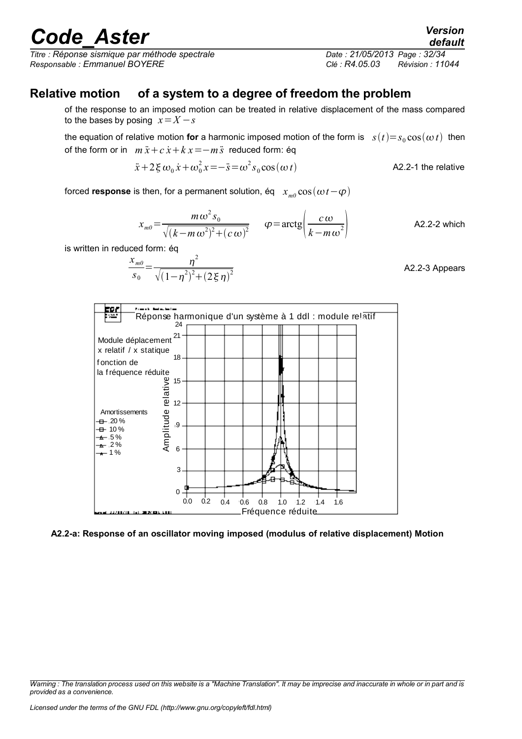## Relative motion of a system to a degree of freedom the problem

of the response to an imposed motion can be treated in relative displacement of the mass compared to the bases by posing $x = X - s$

the equation of relative motion **for** a harmonic imposed motion of the form is $s(t) = s_0 \cos(\omega t)$ then of the form or in $m\ddot{x} + c\dot{x} + kx = -m\ddot{s}$ reduced form: éq

$$\ddot{x} + 2\xi\omega_0\dot{x} + \omega_0^2 x = -\ddot{s} = \omega^2 s_0 \cos(\omega t)$$

A2.2-1 the relative

forced **response** is then, for a permanent solution, éq $x_{m0}\cos(\omega t - \varphi)$

$$x_{m0} = \frac{m\omega^2 s_0}{\sqrt{(k - m\omega^2)^2 + (c\omega)^2}} \qquad \varphi = \text{arctg}\left(\frac{c\omega}{k - m\omega^2}\right)$$

A2.2-2 which

is written in reduced form: éq

$$\frac{x_{m0}}{s_0} = \frac{\eta^2}{\sqrt{(1-\eta^2)^2 + (2\xi\eta)^2}}$$

A2.2-3 Appears

**A2.2-a: Response of an oscillator moving imposed (modulus of relative displacement) Motion**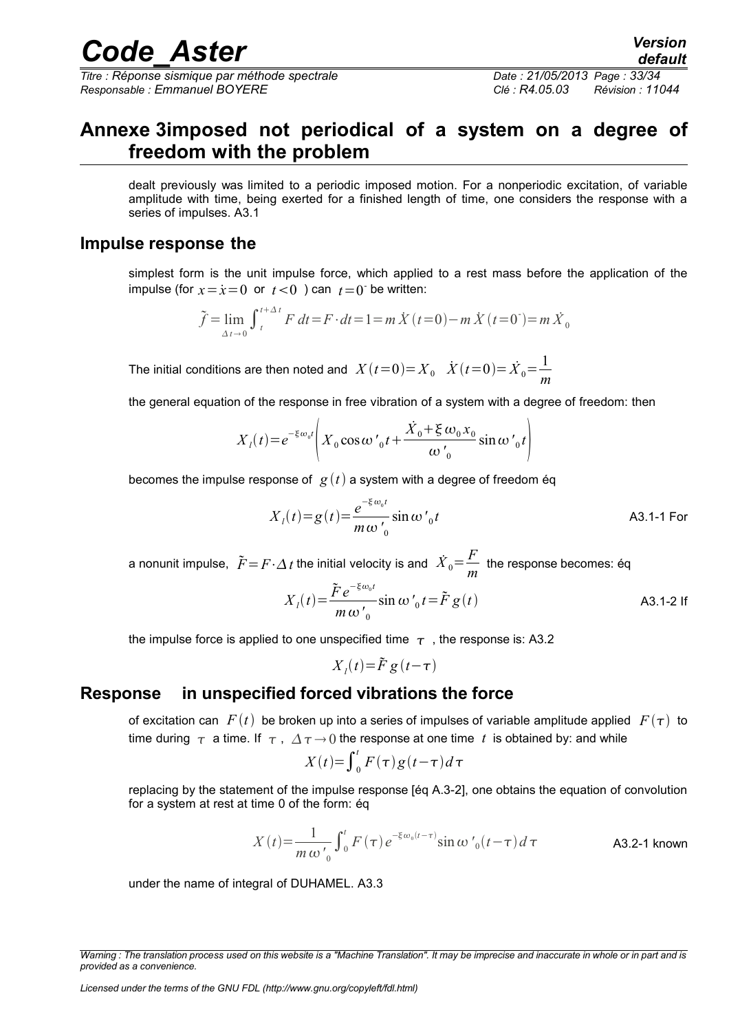# Annexe 3imposed not periodical of a system on a degree of freedom with the problem

dealt previously was limited to a periodic imposed motion. For a nonperiodic excitation, of variable amplitude with time, being exerted for a finished length of time, one considers the response with a series of impulses. A3.1

## Impulse response the

simplest form is the unit impulse force, which applied to a rest mass before the application of the impulse (for $x=\dot{x}=0$ or $t<0$ ) can $t=0^{-}$ be written:

$$\tilde{f}=\lim_{\Delta t\to 0}\int_{t}^{t+\Delta t}F\,dt=F\cdot dt=1=m\,\dot{X}(t=0)-m\,\dot{X}(t=0^{-})=m\,\dot{X}_0$$

The initial conditions are then noted and $X(t=0)=X_0 \quad \dot{X}(t=0)=\dot{X}_0=\dfrac{1}{m}$

the general equation of the response in free vibration of a system with a degree of freedom: then

$$X_l(t)=e^{-\xi\omega_0 t}\left(X_0\cos\omega'_0 t+\frac{\dot{X}_0+\xi\,\omega_0\,x_0}{\omega'_0}\sin\omega'_0 t\right)$$

becomes the impulse response of $g(t)$ a system with a degree of freedom éq

$$X_l(t)=g(t)=\frac{e^{-\xi\omega_0 t}}{m\,\omega'_0}\sin\omega'_0 t \qquad \text{A3.1-1}$$

For a nonunit impulse, $\tilde{F}=F\cdot\Delta t$ the initial velocity is and $\dot{X}_0=\dfrac{F}{m}$ the response becomes: éq

$$X_l(t)=\frac{\tilde{F}\,e^{-\xi\omega_0 t}}{m\,\omega'_0}\sin\omega'_0 t=\tilde{F}\,g(t) \qquad \text{A3.1-2}$$

If the impulse force is applied to one unspecified time $\tau$ , the response is: A3.2

$$X_l(t)=\tilde{F}\,g(t-\tau)$$

## Response in unspecified forced vibrations the force

of excitation can $F(t)$ be broken up into a series of impulses of variable amplitude applied $F(\tau)$ to time during $\tau$ a time. If $\tau$ , $\Delta\tau\to 0$ the response at one time $t$ is obtained by: and while

$$X(t)=\int_0^t F(\tau)\,g(t-\tau)\,d\tau$$

replacing by the statement of the impulse response [éq A.3-2], one obtains the equation of convolution for a system at rest at time 0 of the form: éq

$$X(t)=\frac{1}{m\,\omega'_0}\int_0^t F(\tau)\,e^{-\xi\omega_0(t-\tau)}\sin\omega'_0(t-\tau)\,d\tau \qquad \text{A3.2-1}$$

known under the name of integral of DUHAMEL. A3.3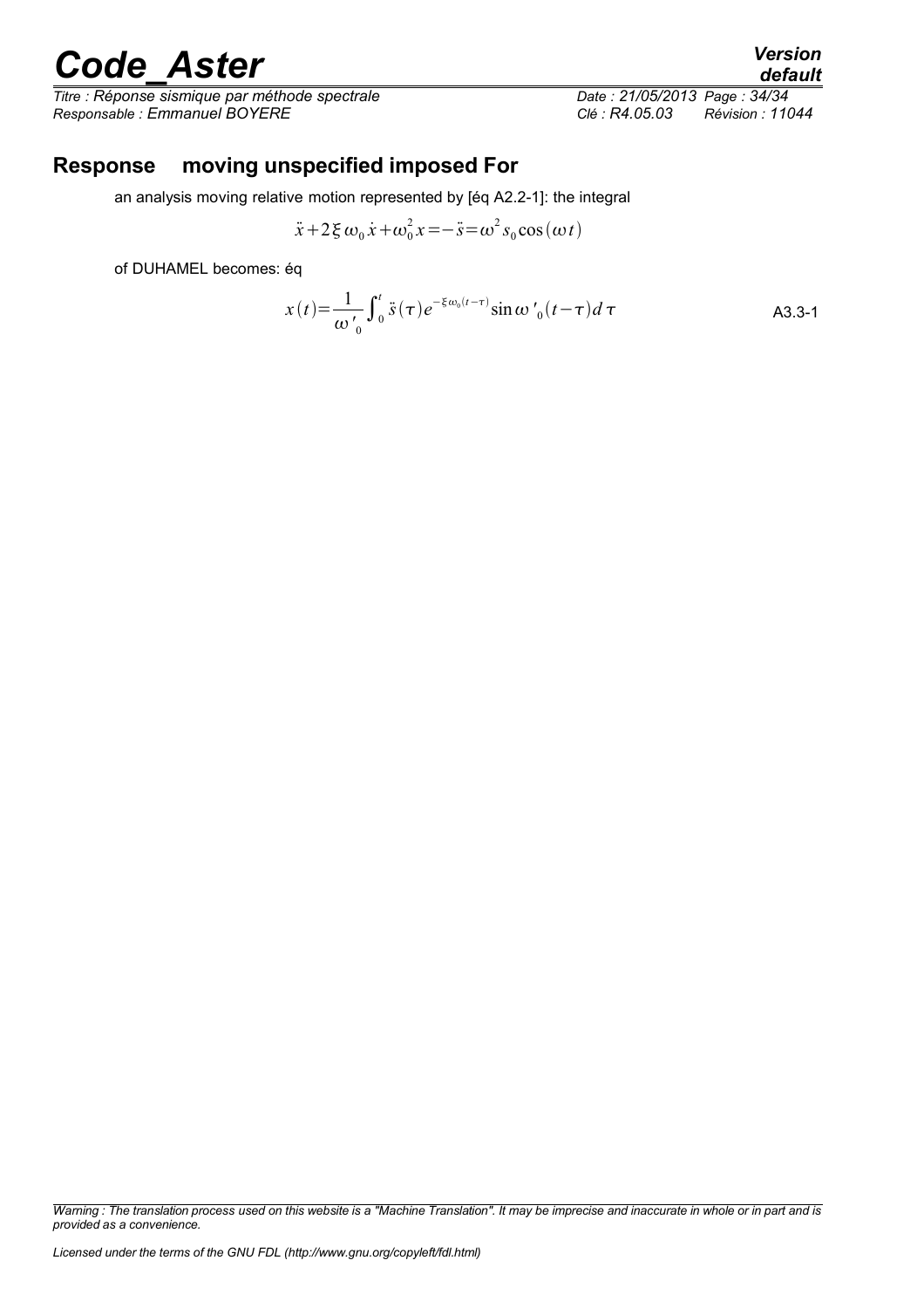## Response moving unspecified imposed For

an analysis moving relative motion represented by [éq A2.2-1]: the integral

$$\ddot{x}+2\xi\omega_0\dot{x}+\omega_0^2 x=-\ddot{s}=\omega^2 s_0\cos(\omega t)$$

of DUHAMEL becomes: éq

$$x(t)=\frac{1}{\omega'_0}\int_0^t \ddot{s}(\tau)e^{-\xi\omega_0(t-\tau)}\sin\omega'_0(t-\tau)d\tau \qquad \text{A3.3-1}$$